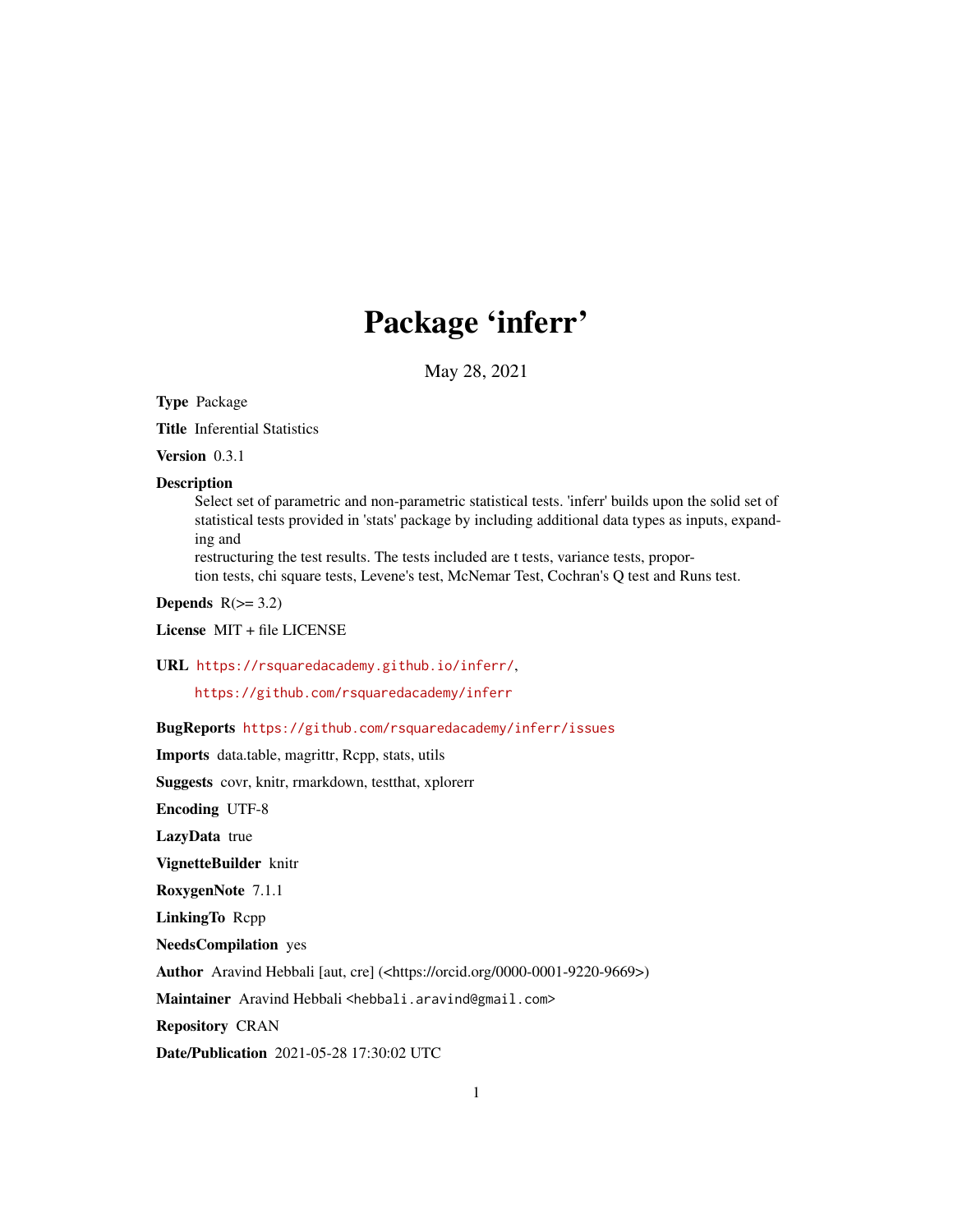# Package 'inferr'

May 28, 2021

**Type** Package

**Title** Inferential Statistics

**Version** 0.3.1

**Description**
Select set of parametric and non-parametric statistical tests. 'inferr' builds upon the solid set of statistical tests provided in 'stats' package by including additional data types as inputs, expanding and
restructuring the test results. The tests included are t tests, variance tests, proportion tests, chi square tests, Levene's test, McNemar Test, Cochran's Q test and Runs test.

**Depends** R(>= 3.2)

**License** MIT + file LICENSE

**URL** https://rsquaredacademy.github.io/inferr/,
https://github.com/rsquaredacademy/inferr

**BugReports** https://github.com/rsquaredacademy/inferr/issues

**Imports** data.table, magrittr, Rcpp, stats, utils

**Suggests** covr, knitr, rmarkdown, testthat, xplorerr

**Encoding** UTF-8

**LazyData** true

**VignetteBuilder** knitr

**RoxygenNote** 7.1.1

**LinkingTo** Rcpp

**NeedsCompilation** yes

**Author** Aravind Hebbali [aut, cre] (<https://orcid.org/0000-0001-9220-9669>)

**Maintainer** Aravind Hebbali <hebbali.aravind@gmail.com>

**Repository** CRAN

**Date/Publication** 2021-05-28 17:30:02 UTC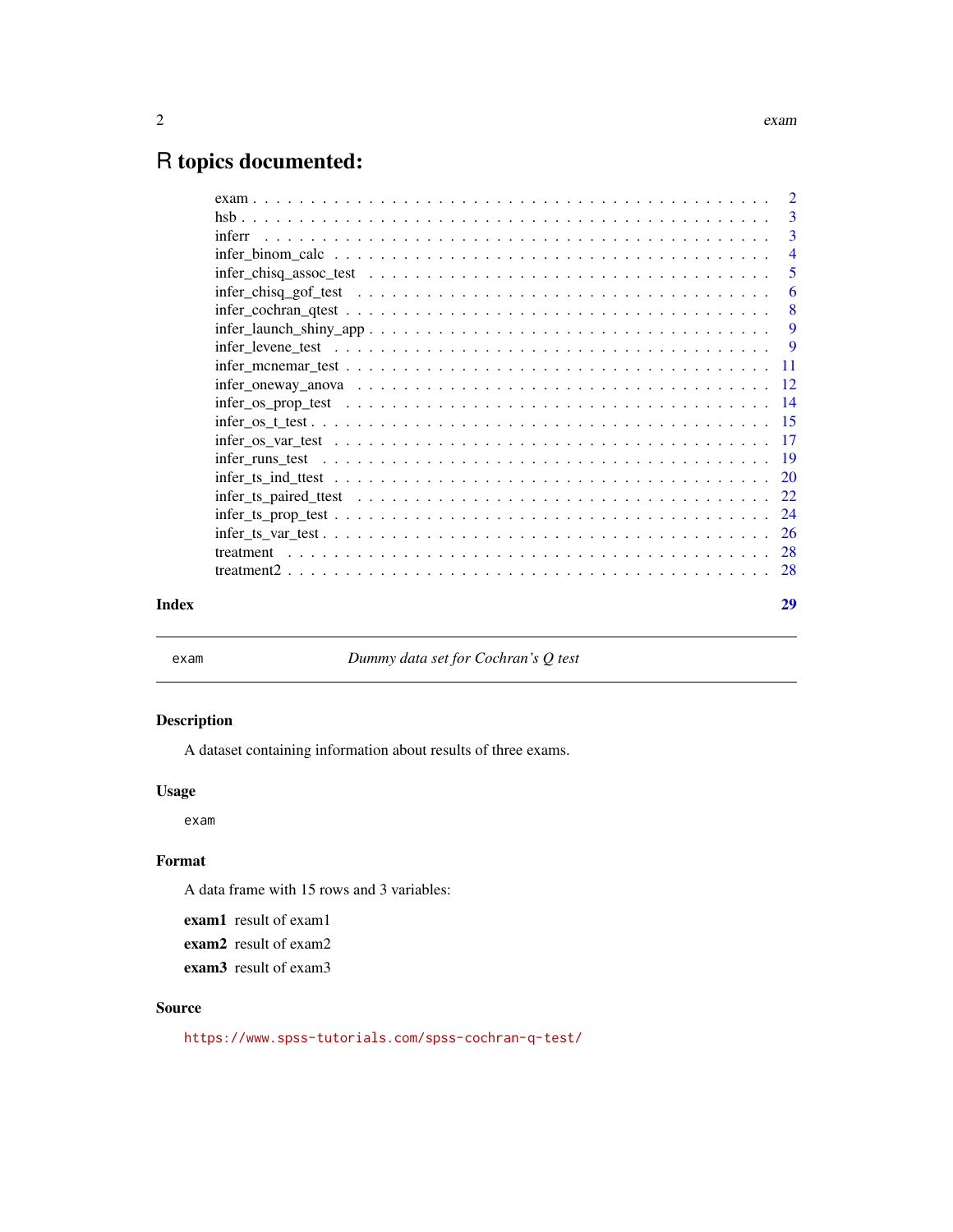# R topics documented:

| | |
|---|---|
| exam | 2 |
| hsb | 3 |
| inferr | 3 |
| infer_binom_calc | 4 |
| infer_chisq_assoc_test | 5 |
| infer_chisq_gof_test | 6 |
| infer_cochran_qtest | 8 |
| infer_launch_shiny_app | 9 |
| infer_levene_test | 9 |
| infer_mcnemar_test | 11 |
| infer_oneway_anova | 12 |
| infer_os_prop_test | 14 |
| infer_os_t_test | 15 |
| infer_os_var_test | 17 |
| infer_runs_test | 19 |
| infer_ts_ind_ttest | 20 |
| infer_ts_paired_ttest | 22 |
| infer_ts_prop_test | 24 |
| infer_ts_var_test | 26 |
| treatment | 28 |
| treatment2 | 28 |

**Index** **29**

---

`exam` *Dummy data set for Cochran's Q test*

---

## Description

A dataset containing information about results of three exams.

## Usage

```
exam
```

## Format

A data frame with 15 rows and 3 variables:

**exam1** result of exam1

**exam2** result of exam2

**exam3** result of exam3

## Source

https://www.spss-tutorials.com/spss-cochran-q-test/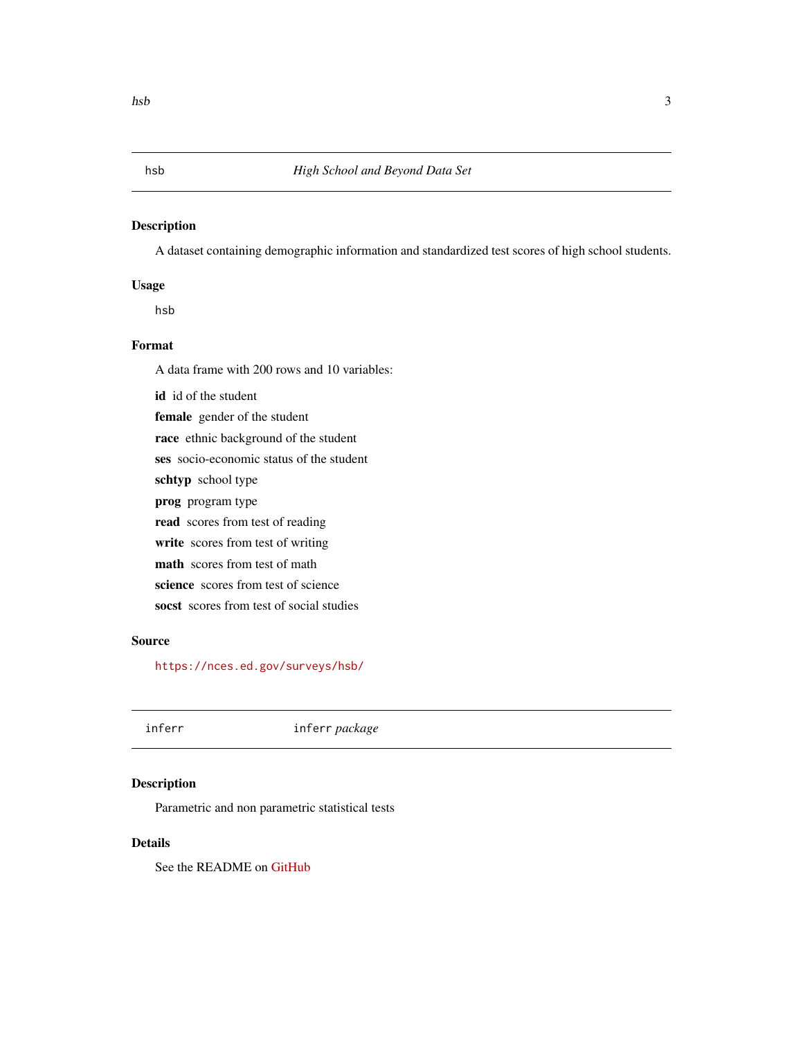## hsb — *High School and Beyond Data Set*

### Description

A dataset containing demographic information and standardized test scores of high school students.

### Usage

```
hsb
```

### Format

A data frame with 200 rows and 10 variables:

**id** id of the student

**female** gender of the student

**race** ethnic background of the student

**ses** socio-economic status of the student

**schtyp** school type

**prog** program type

**read** scores from test of reading

**write** scores from test of writing

**math** scores from test of math

**science** scores from test of science

**socst** scores from test of social studies

### Source

https://nces.ed.gov/surveys/hsb/

## inferr — `inferr` *package*

### Description

Parametric and non parametric statistical tests

### Details

See the README on GitHub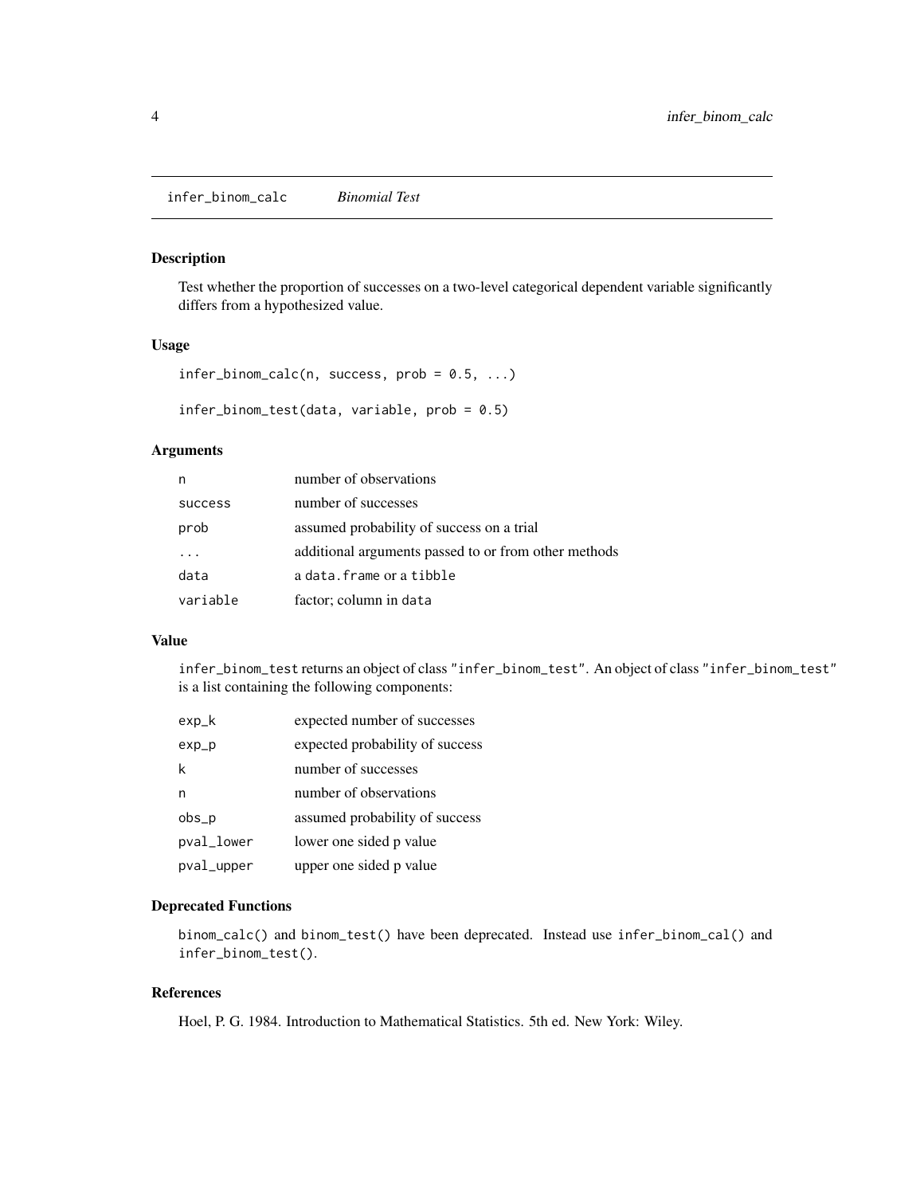## infer_binom_calc *Binomial Test*

### Description

Test whether the proportion of successes on a two-level categorical dependent variable significantly differs from a hypothesized value.

### Usage

```
infer_binom_calc(n, success, prob = 0.5, ...)

infer_binom_test(data, variable, prob = 0.5)
```

### Arguments

| | |
|---|---|
| `n` | number of observations |
| `success` | number of successes |
| `prob` | assumed probability of success on a trial |
| `...` | additional arguments passed to or from other methods |
| `data` | a `data.frame` or a `tibble` |
| `variable` | factor; column in `data` |

### Value

`infer_binom_test` returns an object of class `"infer_binom_test"`. An object of class `"infer_binom_test"` is a list containing the following components:

| | |
|---|---|
| `exp_k` | expected number of successes |
| `exp_p` | expected probability of success |
| `k` | number of successes |
| `n` | number of observations |
| `obs_p` | assumed probability of success |
| `pval_lower` | lower one sided p value |
| `pval_upper` | upper one sided p value |

### Deprecated Functions

`binom_calc()` and `binom_test()` have been deprecated. Instead use `infer_binom_cal()` and `infer_binom_test()`.

### References

Hoel, P. G. 1984. Introduction to Mathematical Statistics. 5th ed. New York: Wiley.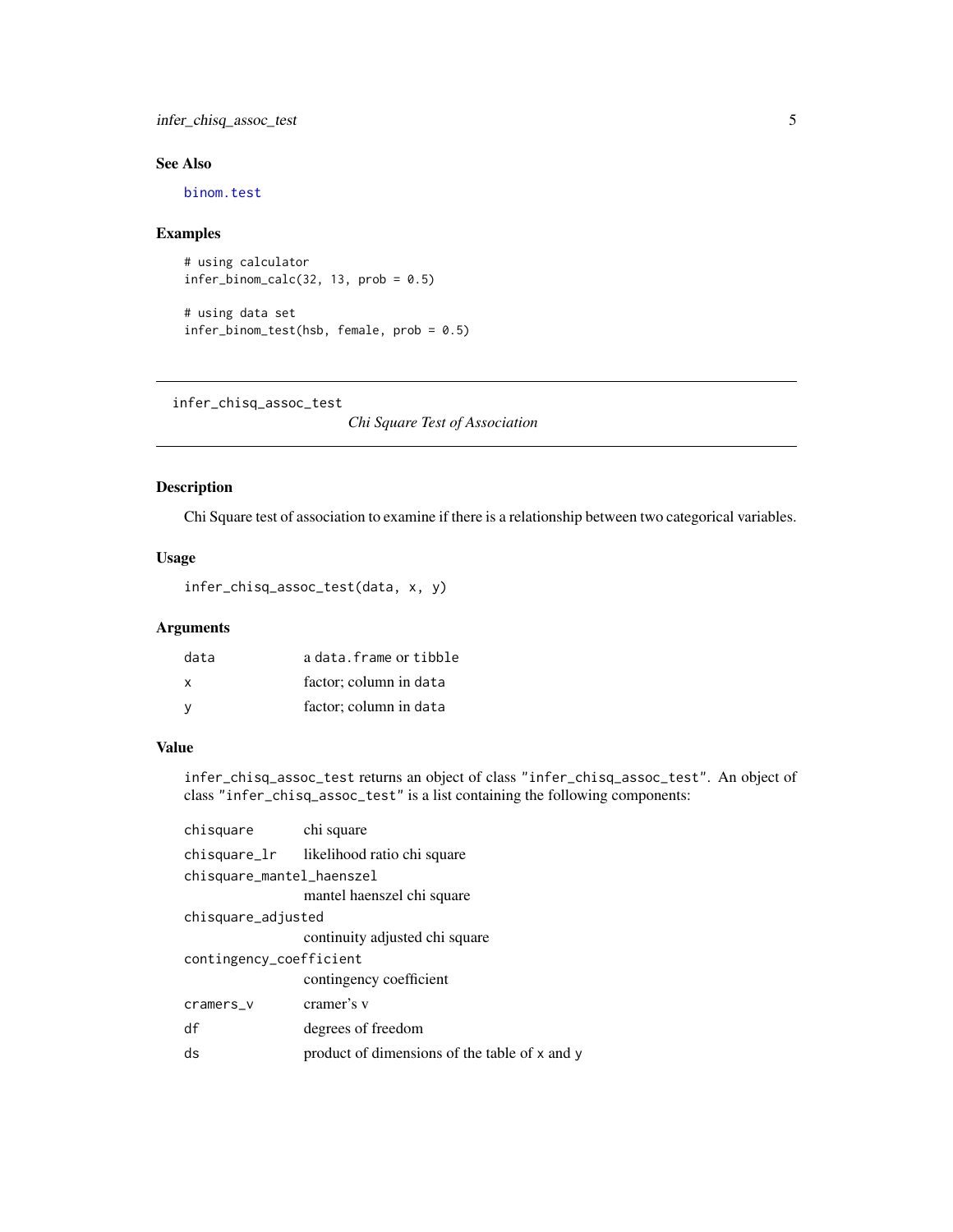### See Also

binom.test

### Examples

```
# using calculator
infer_binom_calc(32, 13, prob = 0.5)

# using data set
infer_binom_test(hsb, female, prob = 0.5)
```

---

## infer_chisq_assoc_test — *Chi Square Test of Association*

### Description

Chi Square test of association to examine if there is a relationship between two categorical variables.

### Usage

```
infer_chisq_assoc_test(data, x, y)
```

### Arguments

| | |
|---|---|
| data | a `data.frame` or `tibble` |
| x | factor; column in `data` |
| y | factor; column in `data` |

### Value

`infer_chisq_assoc_test` returns an object of class `"infer_chisq_assoc_test"`. An object of class `"infer_chisq_assoc_test"` is a list containing the following components:

| | |
|---|---|
| chisquare | chi square |
| chisquare_lr | likelihood ratio chi square |
| chisquare_mantel_haenszel | mantel haenszel chi square |
| chisquare_adjusted | continuity adjusted chi square |
| contingency_coefficient | contingency coefficient |
| cramers_v | cramer's v |
| df | degrees of freedom |
| ds | product of dimensions of the table of `x` and `y` |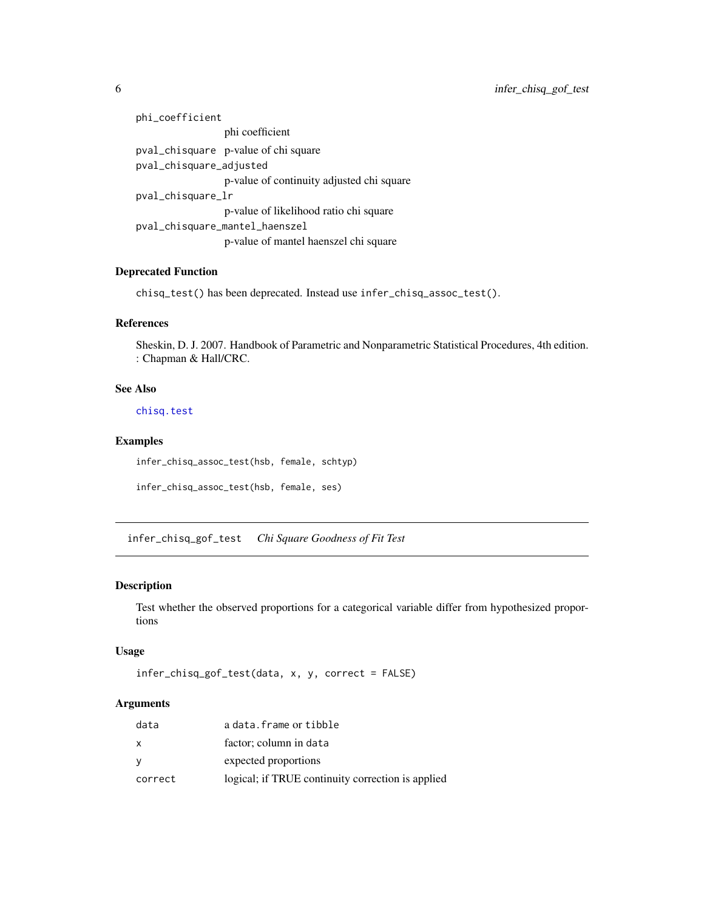| | |
|---|---|
| phi_coefficient | phi coefficient |
| pval_chisquare | p-value of chi square |
| pval_chisquare_adjusted | p-value of continuity adjusted chi square |
| pval_chisquare_lr | p-value of likelihood ratio chi square |
| pval_chisquare_mantel_haenszel | p-value of mantel haenszel chi square |

### Deprecated Function

`chisq_test()` has been deprecated. Instead use `infer_chisq_assoc_test()`.

### References

Sheskin, D. J. 2007. Handbook of Parametric and Nonparametric Statistical Procedures, 4th edition. : Chapman & Hall/CRC.

### See Also

`chisq.test`

### Examples

```
infer_chisq_assoc_test(hsb, female, schtyp)

infer_chisq_assoc_test(hsb, female, ses)
```

---

## infer_chisq_gof_test *Chi Square Goodness of Fit Test*

### Description

Test whether the observed proportions for a categorical variable differ from hypothesized proportions

### Usage

```
infer_chisq_gof_test(data, x, y, correct = FALSE)
```

### Arguments

| | |
|---|---|
| data | a `data.frame` or `tibble` |
| x | factor; column in `data` |
| y | expected proportions |
| correct | logical; if TRUE continuity correction is applied |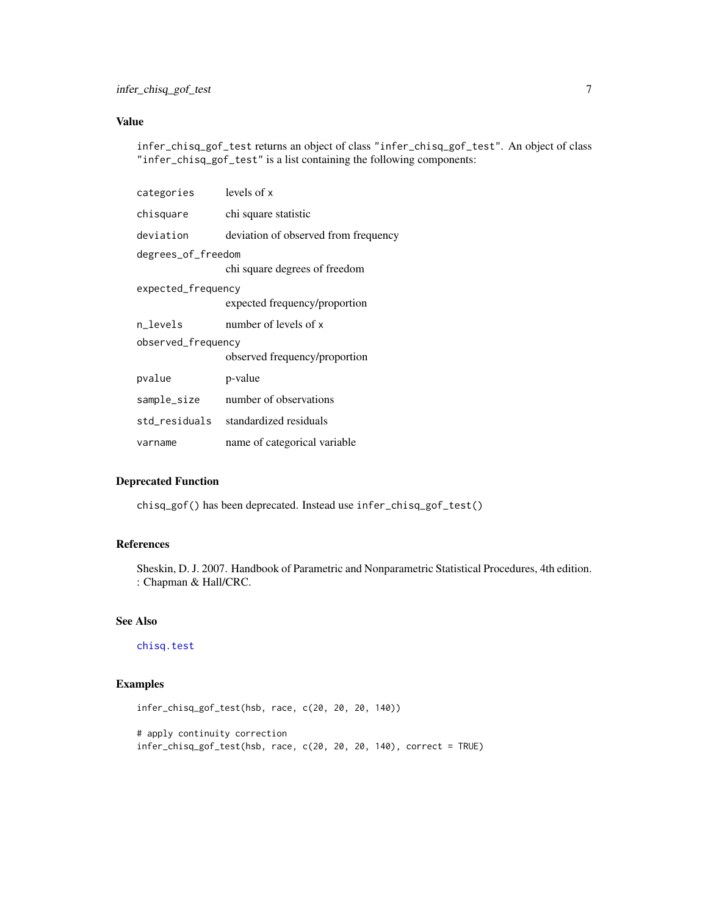## Value

`infer_chisq_gof_test` returns an object of class `"infer_chisq_gof_test"`. An object of class `"infer_chisq_gof_test"` is a list containing the following components:

| | |
|---|---|
| `categories` | levels of `x` |
| `chisquare` | chi square statistic |
| `deviation` | deviation of observed from frequency |
| `degrees_of_freedom` | chi square degrees of freedom |
| `expected_frequency` | expected frequency/proportion |
| `n_levels` | number of levels of `x` |
| `observed_frequency` | observed frequency/proportion |
| `pvalue` | p-value |
| `sample_size` | number of observations |
| `std_residuals` | standardized residuals |
| `varname` | name of categorical variable |

## Deprecated Function

`chisq_gof()` has been deprecated. Instead use `infer_chisq_gof_test()`

## References

Sheskin, D. J. 2007. Handbook of Parametric and Nonparametric Statistical Procedures, 4th edition. : Chapman & Hall/CRC.

## See Also

`chisq.test`

## Examples

```
infer_chisq_gof_test(hsb, race, c(20, 20, 20, 140))

# apply continuity correction
infer_chisq_gof_test(hsb, race, c(20, 20, 20, 140), correct = TRUE)
```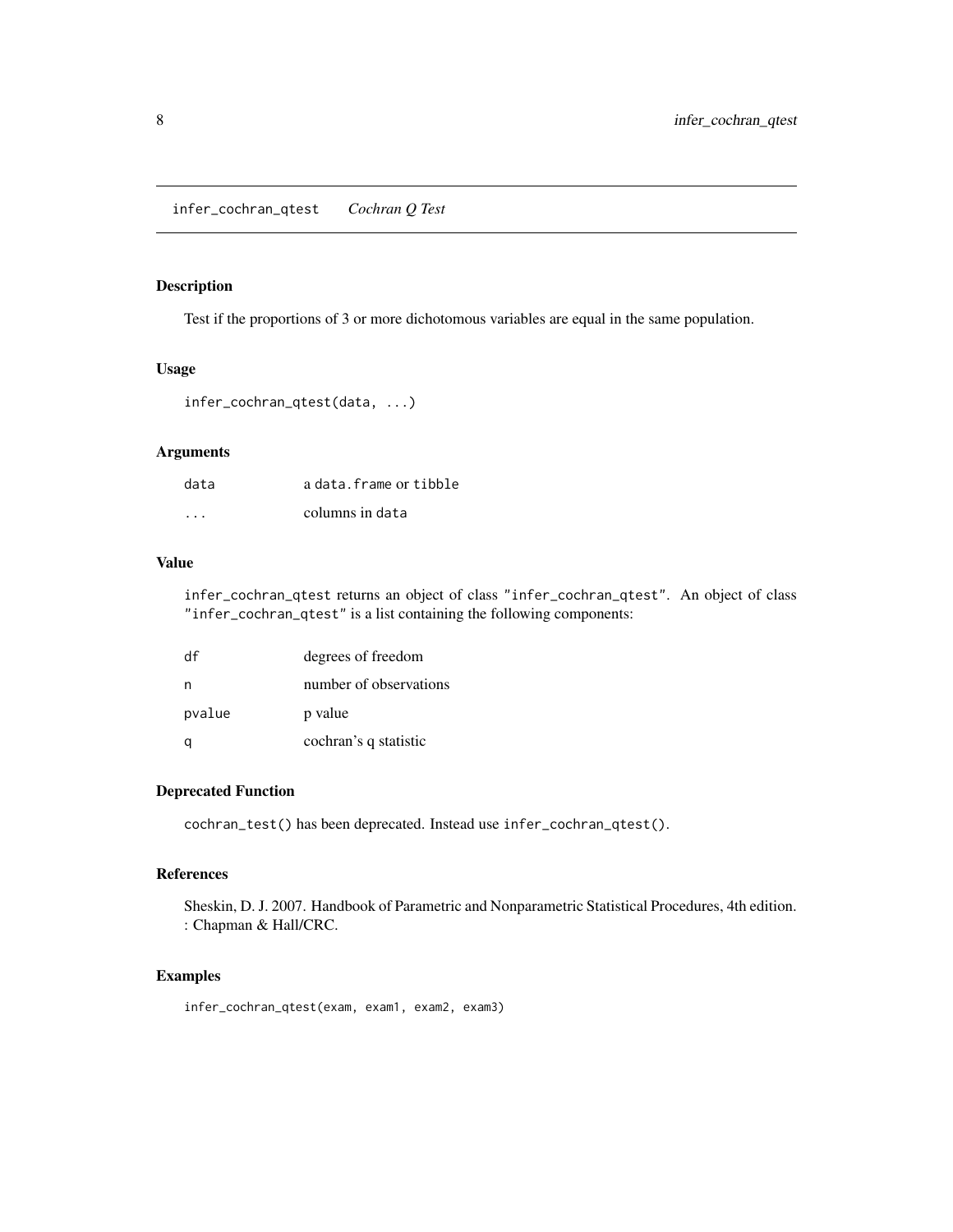## infer_cochran_qtest *Cochran Q Test*

### Description

Test if the proportions of 3 or more dichotomous variables are equal in the same population.

### Usage

```
infer_cochran_qtest(data, ...)
```

### Arguments

| | |
|---|---|
| data | a `data.frame` or `tibble` |
| ... | columns in `data` |

### Value

`infer_cochran_qtest` returns an object of class `"infer_cochran_qtest"`. An object of class `"infer_cochran_qtest"` is a list containing the following components:

| | |
|---|---|
| df | degrees of freedom |
| n | number of observations |
| pvalue | p value |
| q | cochran's q statistic |

### Deprecated Function

`cochran_test()` has been deprecated. Instead use `infer_cochran_qtest()`.

### References

Sheskin, D. J. 2007. Handbook of Parametric and Nonparametric Statistical Procedures, 4th edition. : Chapman & Hall/CRC.

### Examples

```
infer_cochran_qtest(exam, exam1, exam2, exam3)
```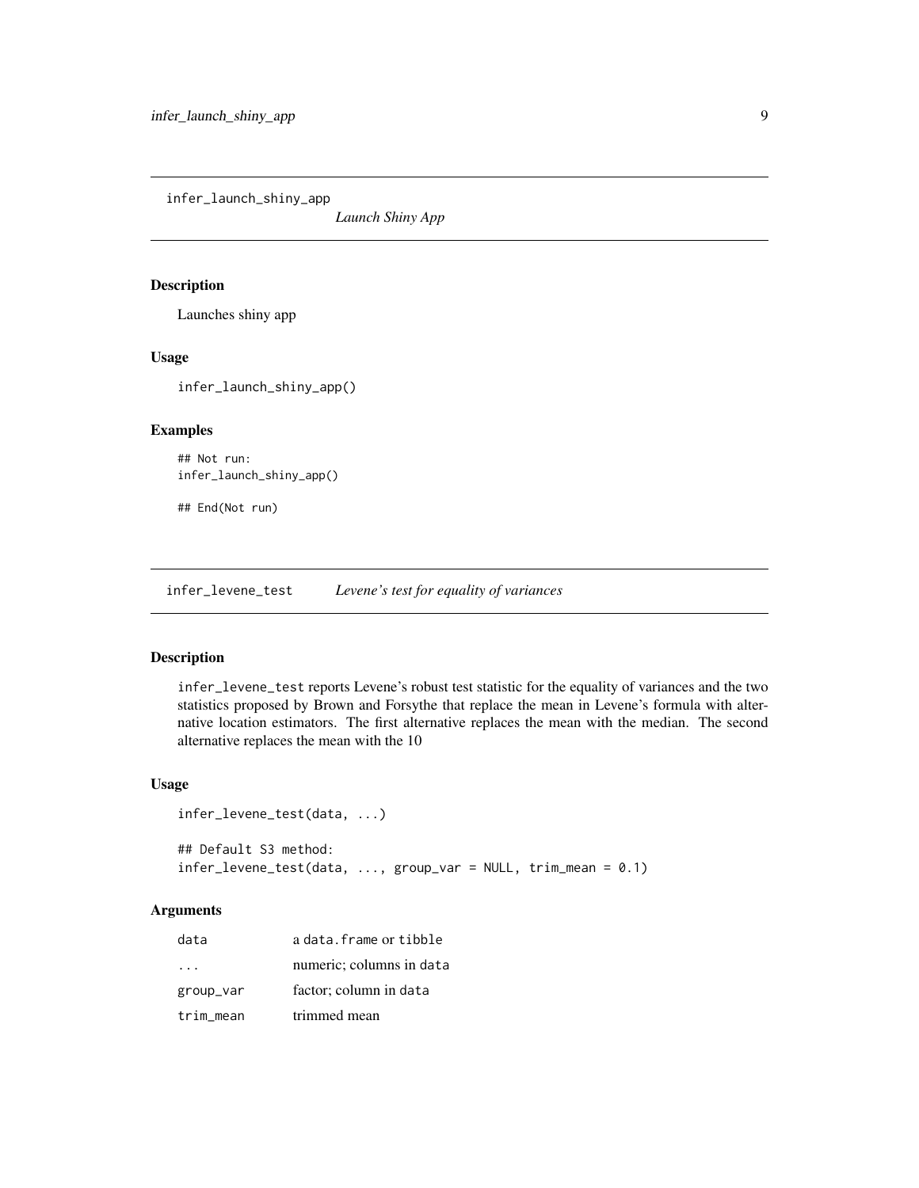## infer_launch_shiny_app

*Launch Shiny App*

### Description

Launches shiny app

### Usage

```
infer_launch_shiny_app()
```

### Examples

```
## Not run:
infer_launch_shiny_app()

## End(Not run)
```

## infer_levene_test

*Levene's test for equality of variances*

### Description

infer_levene_test reports Levene's robust test statistic for the equality of variances and the two statistics proposed by Brown and Forsythe that replace the mean in Levene's formula with alternative location estimators. The first alternative replaces the mean with the median. The second alternative replaces the mean with the 10

### Usage

```
infer_levene_test(data, ...)

## Default S3 method:
infer_levene_test(data, ..., group_var = NULL, trim_mean = 0.1)
```

### Arguments

| | |
|---|---|
| data | a data.frame or tibble |
| ... | numeric; columns in data |
| group_var | factor; column in data |
| trim_mean | trimmed mean |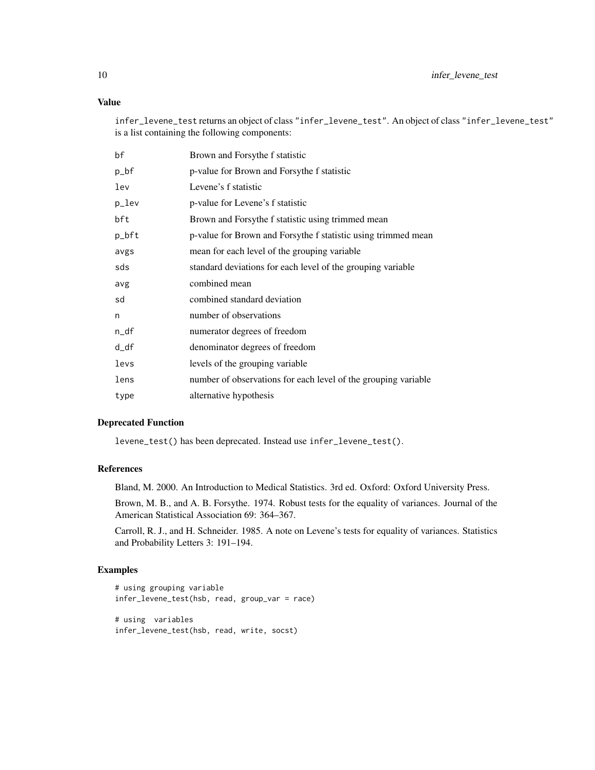### Value

`infer_levene_test` returns an object of class `"infer_levene_test"`. An object of class `"infer_levene_test"` is a list containing the following components:

| | |
|---|---|
| `bf` | Brown and Forsythe f statistic |
| `p_bf` | p-value for Brown and Forsythe f statistic |
| `lev` | Levene's f statistic |
| `p_lev` | p-value for Levene's f statistic |
| `bft` | Brown and Forsythe f statistic using trimmed mean |
| `p_bft` | p-value for Brown and Forsythe f statistic using trimmed mean |
| `avgs` | mean for each level of the grouping variable |
| `sds` | standard deviations for each level of the grouping variable |
| `avg` | combined mean |
| `sd` | combined standard deviation |
| `n` | number of observations |
| `n_df` | numerator degrees of freedom |
| `d_df` | denominator degrees of freedom |
| `levs` | levels of the grouping variable |
| `lens` | number of observations for each level of the grouping variable |
| `type` | alternative hypothesis |

### Deprecated Function

`levene_test()` has been deprecated. Instead use `infer_levene_test()`.

### References

Bland, M. 2000. An Introduction to Medical Statistics. 3rd ed. Oxford: Oxford University Press.

Brown, M. B., and A. B. Forsythe. 1974. Robust tests for the equality of variances. Journal of the American Statistical Association 69: 364–367.

Carroll, R. J., and H. Schneider. 1985. A note on Levene's tests for equality of variances. Statistics and Probability Letters 3: 191–194.

### Examples

```
# using grouping variable
infer_levene_test(hsb, read, group_var = race)

# using  variables
infer_levene_test(hsb, read, write, socst)
```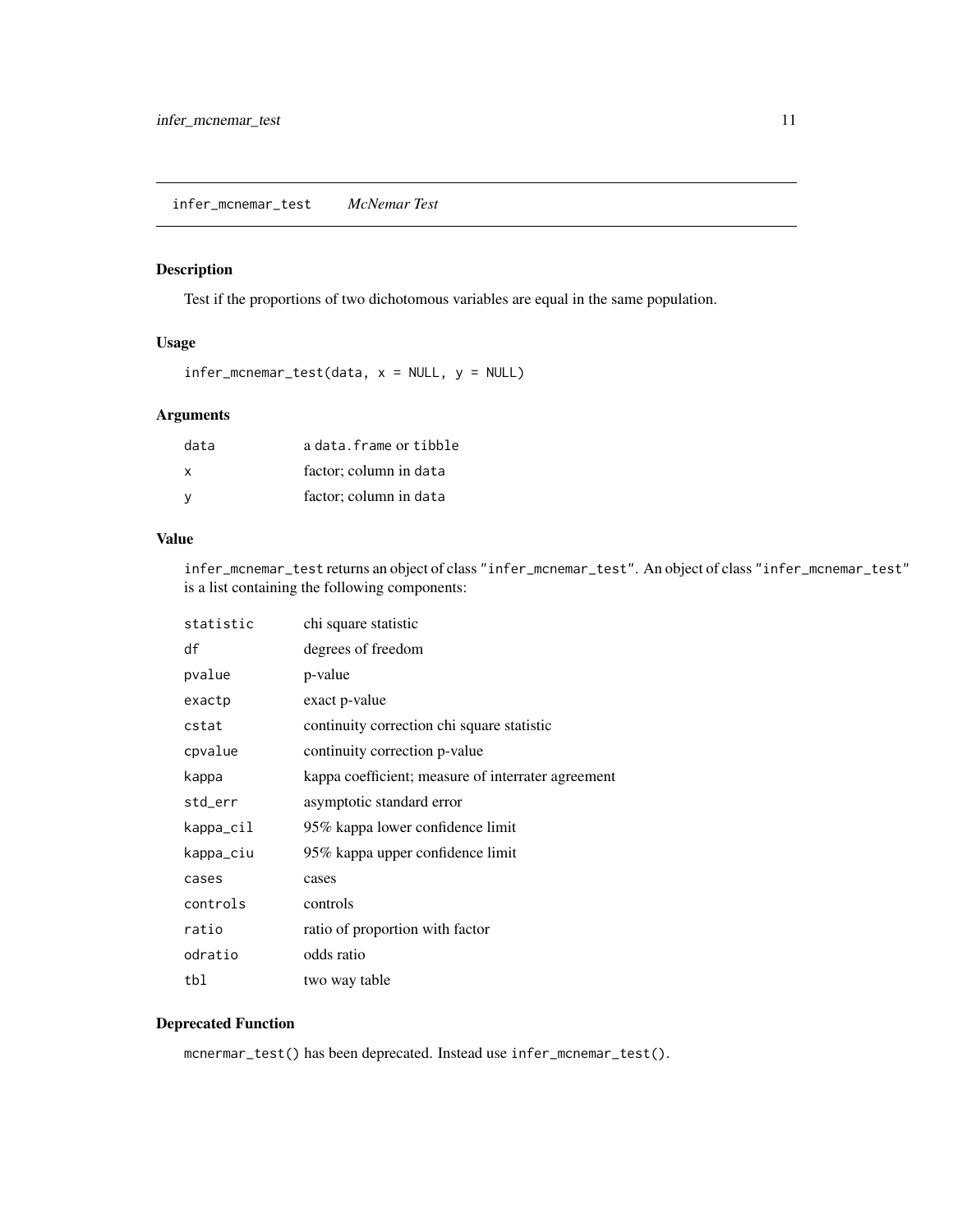## infer_mcnemar_test *McNemar Test*

### Description

Test if the proportions of two dichotomous variables are equal in the same population.

### Usage

```
infer_mcnemar_test(data, x = NULL, y = NULL)
```

### Arguments

| | |
|---|---|
| data | a `data.frame` or `tibble` |
| x | factor; column in `data` |
| y | factor; column in `data` |

### Value

`infer_mcnemar_test` returns an object of class `"infer_mcnemar_test"`. An object of class `"infer_mcnemar_test"` is a list containing the following components:

| | |
|---|---|
| statistic | chi square statistic |
| df | degrees of freedom |
| pvalue | p-value |
| exactp | exact p-value |
| cstat | continuity correction chi square statistic |
| cpvalue | continuity correction p-value |
| kappa | kappa coefficient; measure of interrater agreement |
| std_err | asymptotic standard error |
| kappa_cil | 95% kappa lower confidence limit |
| kappa_ciu | 95% kappa upper confidence limit |
| cases | cases |
| controls | controls |
| ratio | ratio of proportion with factor |
| odratio | odds ratio |
| tbl | two way table |

### Deprecated Function

`mcnermar_test()` has been deprecated. Instead use `infer_mcnemar_test()`.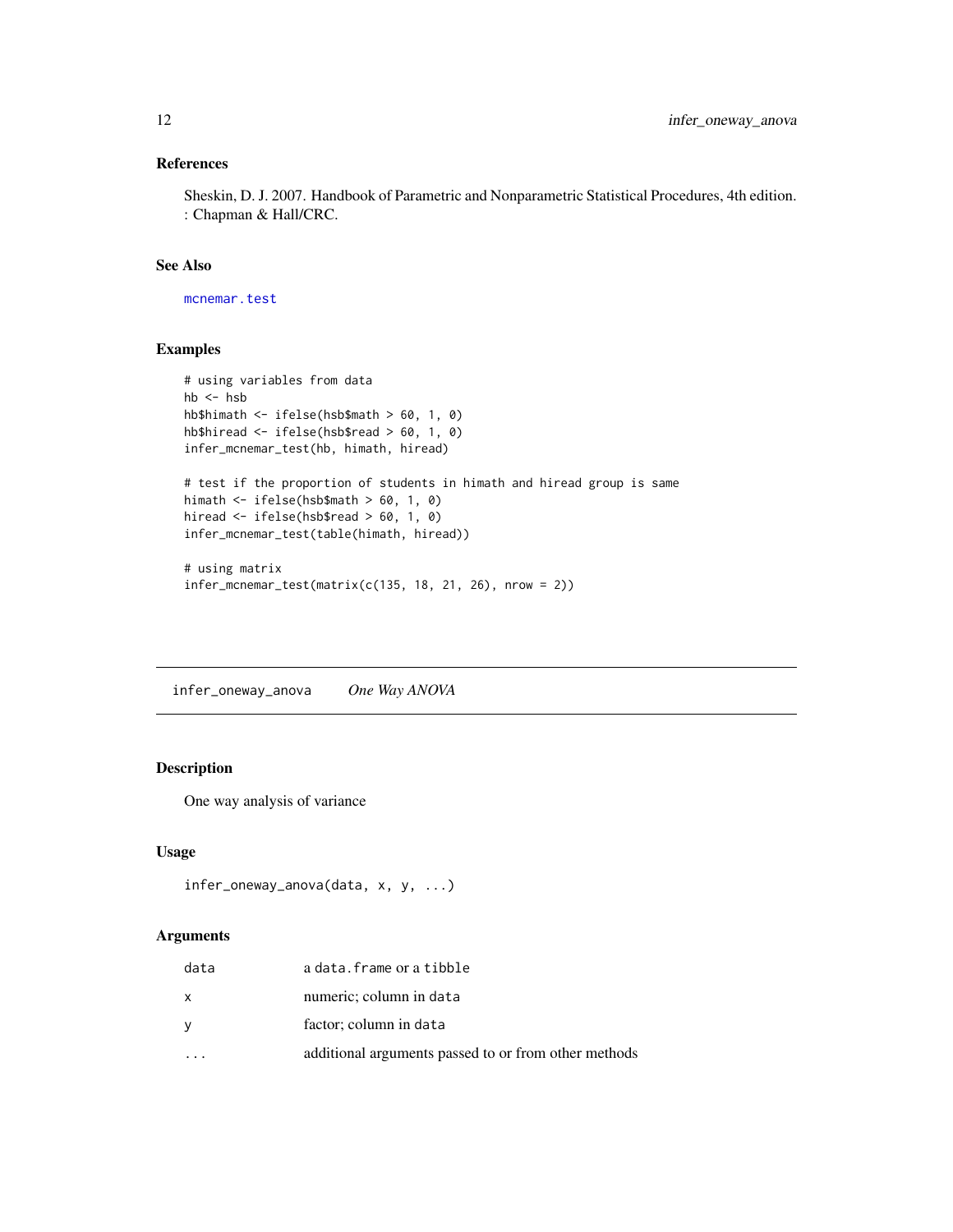### References

Sheskin, D. J. 2007. Handbook of Parametric and Nonparametric Statistical Procedures, 4th edition. : Chapman & Hall/CRC.

### See Also

mcnemar.test

### Examples

```
# using variables from data
hb <- hsb
hb$himath <- ifelse(hsb$math > 60, 1, 0)
hb$hiread <- ifelse(hsb$read > 60, 1, 0)
infer_mcnemar_test(hb, himath, hiread)

# test if the proportion of students in himath and hiread group is same
himath <- ifelse(hsb$math > 60, 1, 0)
hiread <- ifelse(hsb$read > 60, 1, 0)
infer_mcnemar_test(table(himath, hiread))

# using matrix
infer_mcnemar_test(matrix(c(135, 18, 21, 26), nrow = 2))
```

---

## infer_oneway_anova — *One Way ANOVA*

### Description

One way analysis of variance

### Usage

```
infer_oneway_anova(data, x, y, ...)
```

### Arguments

| | |
|---|---|
| data | a data.frame or a tibble |
| x | numeric; column in data |
| y | factor; column in data |
| ... | additional arguments passed to or from other methods |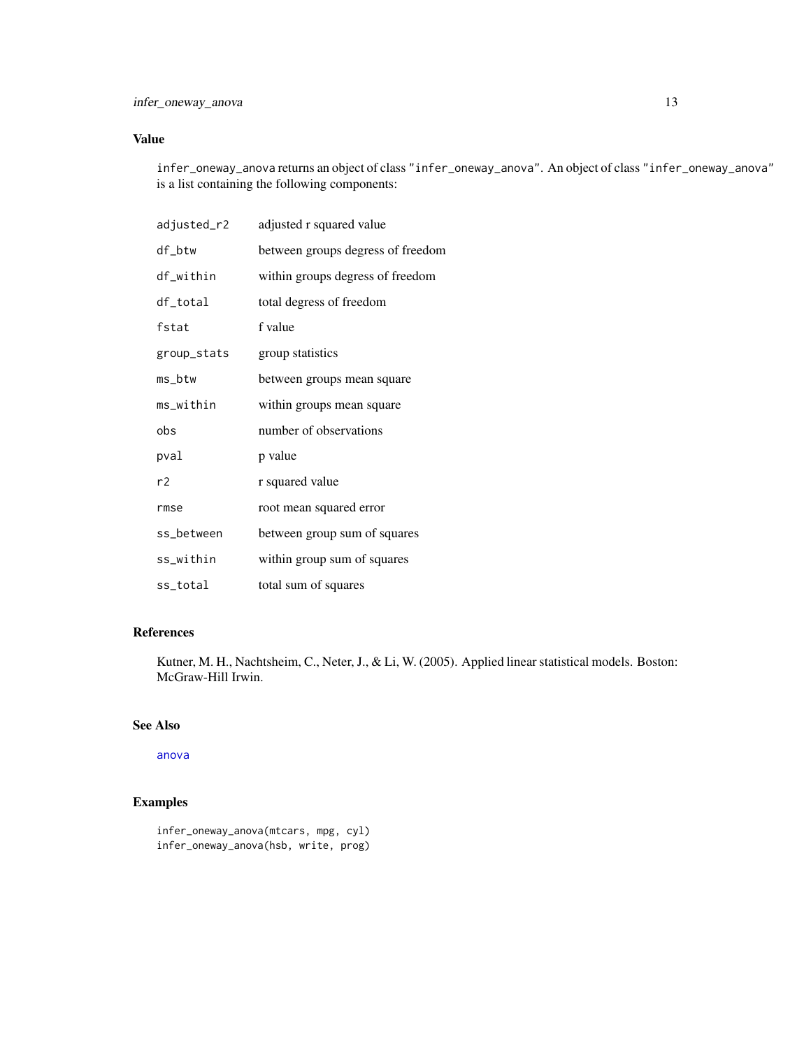## Value

`infer_oneway_anova` returns an object of class `"infer_oneway_anova"`. An object of class `"infer_oneway_anova"` is a list containing the following components:

| | |
|---|---|
| `adjusted_r2` | adjusted r squared value |
| `df_btw` | between groups degress of freedom |
| `df_within` | within groups degress of freedom |
| `df_total` | total degress of freedom |
| `fstat` | f value |
| `group_stats` | group statistics |
| `ms_btw` | between groups mean square |
| `ms_within` | within groups mean square |
| `obs` | number of observations |
| `pval` | p value |
| `r2` | r squared value |
| `rmse` | root mean squared error |
| `ss_between` | between group sum of squares |
| `ss_within` | within group sum of squares |
| `ss_total` | total sum of squares |

## References

Kutner, M. H., Nachtsheim, C., Neter, J., & Li, W. (2005). Applied linear statistical models. Boston: McGraw-Hill Irwin.

## See Also

`anova`

## Examples

```
infer_oneway_anova(mtcars, mpg, cyl)
infer_oneway_anova(hsb, write, prog)
```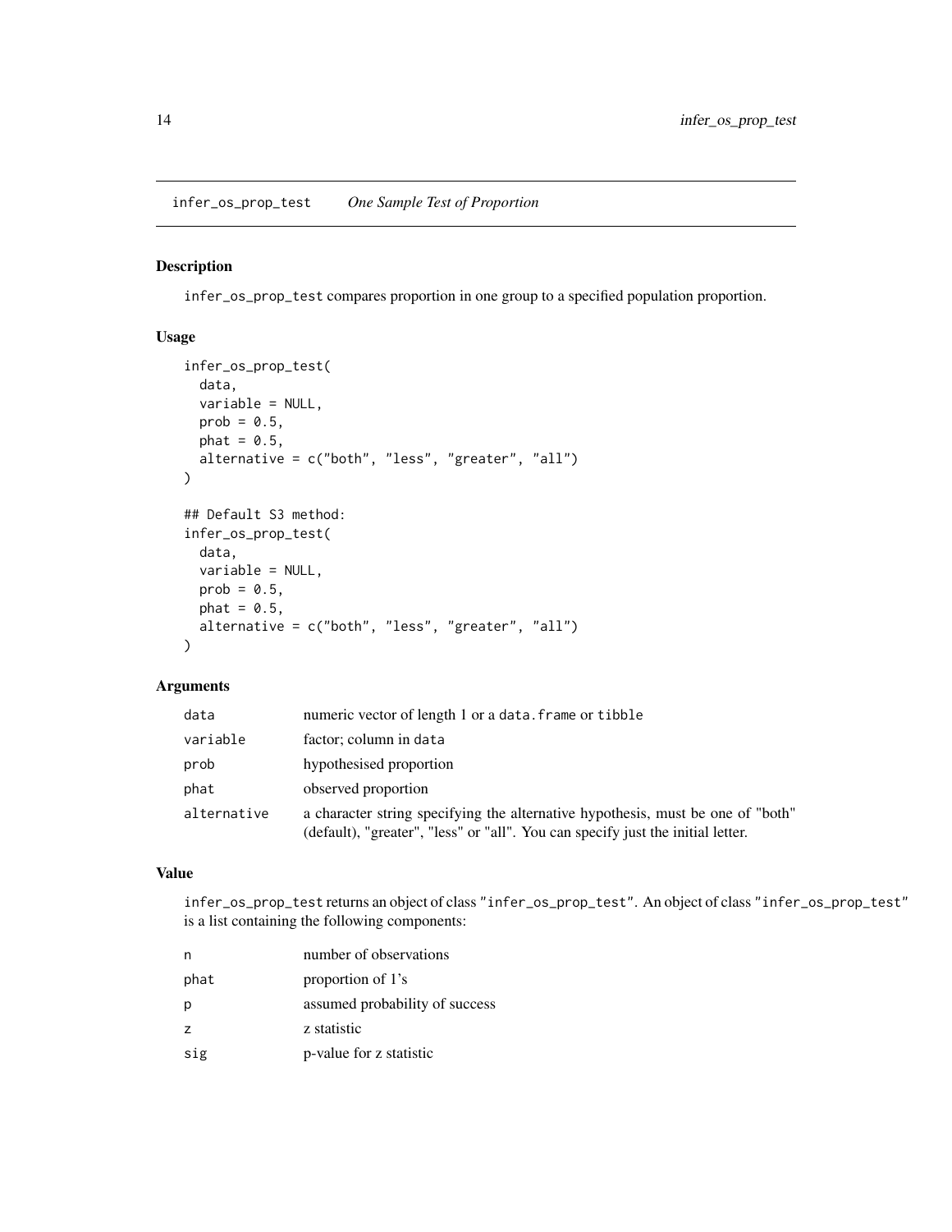## infer_os_prop_test *One Sample Test of Proportion*

### Description

infer_os_prop_test compares proportion in one group to a specified population proportion.

### Usage

```
infer_os_prop_test(
  data,
  variable = NULL,
  prob = 0.5,
  phat = 0.5,
  alternative = c("both", "less", "greater", "all")
)

## Default S3 method:
infer_os_prop_test(
  data,
  variable = NULL,
  prob = 0.5,
  phat = 0.5,
  alternative = c("both", "less", "greater", "all")
)
```

### Arguments

| | |
|---|---|
| data | numeric vector of length 1 or a data.frame or tibble |
| variable | factor; column in data |
| prob | hypothesised proportion |
| phat | observed proportion |
| alternative | a character string specifying the alternative hypothesis, must be one of "both" (default), "greater", "less" or "all". You can specify just the initial letter. |

### Value

infer_os_prop_test returns an object of class "infer_os_prop_test". An object of class "infer_os_prop_test" is a list containing the following components:

| | |
|---|---|
| n | number of observations |
| phat | proportion of 1's |
| p | assumed probability of success |
| z | z statistic |
| sig | p-value for z statistic |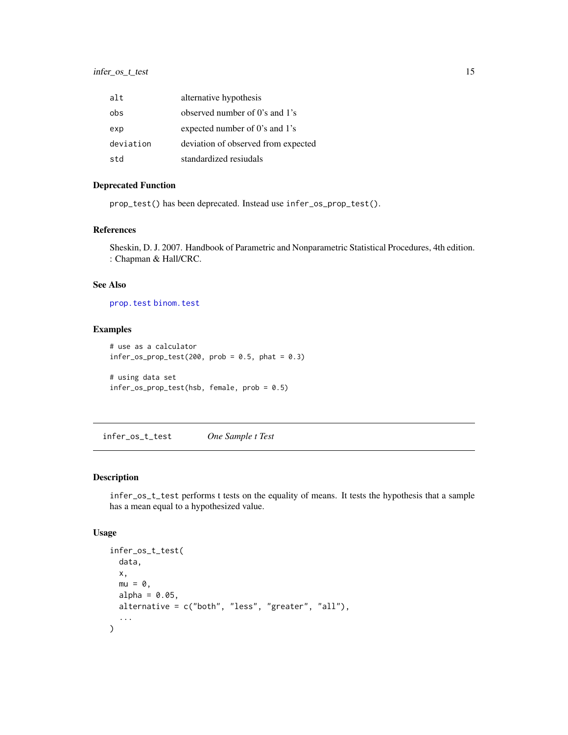| | |
|---|---|
| alt | alternative hypothesis |
| obs | observed number of 0's and 1's |
| exp | expected number of 0's and 1's |
| deviation | deviation of observed from expected |
| std | standardized resiudals |

### Deprecated Function

prop_test() has been deprecated. Instead use infer_os_prop_test().

### References

Sheskin, D. J. 2007. Handbook of Parametric and Nonparametric Statistical Procedures, 4th edition. : Chapman & Hall/CRC.

### See Also

prop.test binom.test

### Examples

```
# use as a calculator
infer_os_prop_test(200, prob = 0.5, phat = 0.3)

# using data set
infer_os_prop_test(hsb, female, prob = 0.5)
```

---

## infer_os_t_test    *One Sample t Test*

### Description

infer_os_t_test performs t tests on the equality of means. It tests the hypothesis that a sample has a mean equal to a hypothesized value.

### Usage

```
infer_os_t_test(
  data,
  x,
  mu = 0,
  alpha = 0.05,
  alternative = c("both", "less", "greater", "all"),
  ...
)
```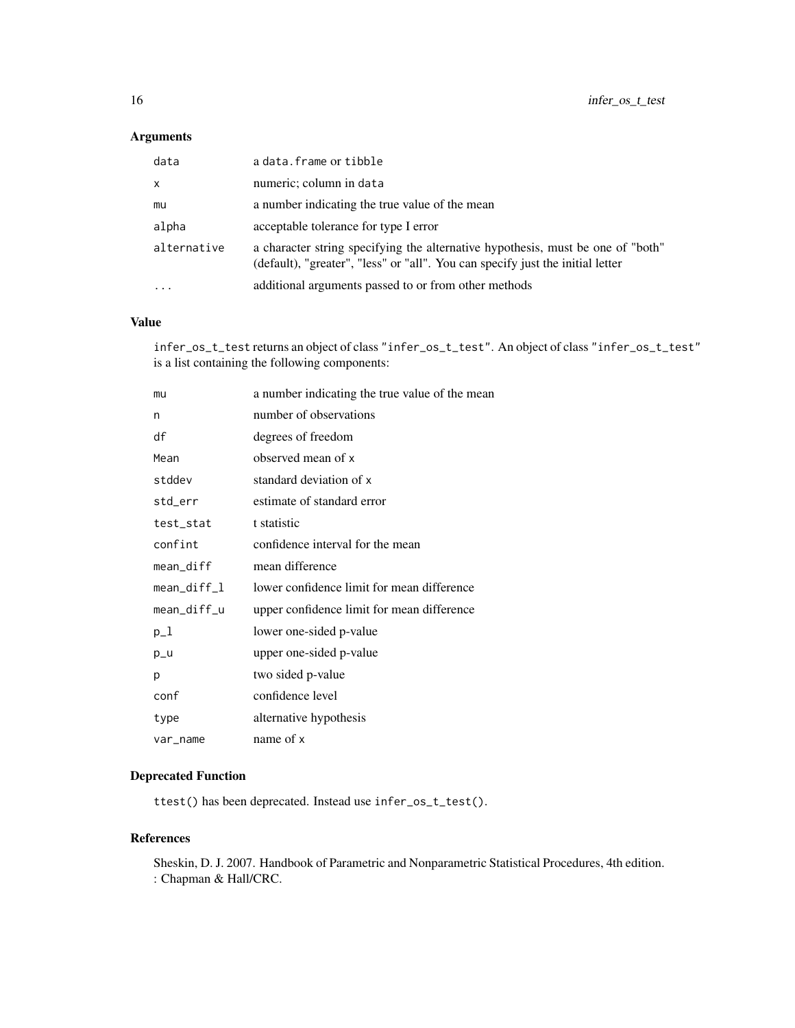## Arguments

| | |
|---|---|
| `data` | a `data.frame` or `tibble` |
| `x` | numeric; column in `data` |
| `mu` | a number indicating the true value of the mean |
| `alpha` | acceptable tolerance for type I error |
| `alternative` | a character string specifying the alternative hypothesis, must be one of "both" (default), "greater", "less" or "all". You can specify just the initial letter |
| `...` | additional arguments passed to or from other methods |

## Value

`infer_os_t_test` returns an object of class `"infer_os_t_test"`. An object of class `"infer_os_t_test"` is a list containing the following components:

| | |
|---|---|
| `mu` | a number indicating the true value of the mean |
| `n` | number of observations |
| `df` | degrees of freedom |
| `Mean` | observed mean of `x` |
| `stddev` | standard deviation of `x` |
| `std_err` | estimate of standard error |
| `test_stat` | t statistic |
| `confint` | confidence interval for the mean |
| `mean_diff` | mean difference |
| `mean_diff_l` | lower confidence limit for mean difference |
| `mean_diff_u` | upper confidence limit for mean difference |
| `p_l` | lower one-sided p-value |
| `p_u` | upper one-sided p-value |
| `p` | two sided p-value |
| `conf` | confidence level |
| `type` | alternative hypothesis |
| `var_name` | name of `x` |

## Deprecated Function

`ttest()` has been deprecated. Instead use `infer_os_t_test()`.

## References

Sheskin, D. J. 2007. Handbook of Parametric and Nonparametric Statistical Procedures, 4th edition. : Chapman & Hall/CRC.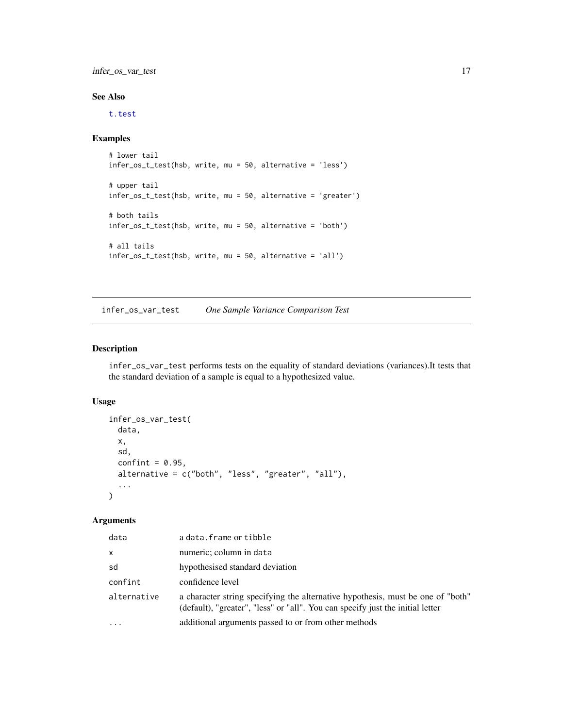### See Also

t.test

### Examples

```
# lower tail
infer_os_t_test(hsb, write, mu = 50, alternative = 'less')

# upper tail
infer_os_t_test(hsb, write, mu = 50, alternative = 'greater')

# both tails
infer_os_t_test(hsb, write, mu = 50, alternative = 'both')

# all tails
infer_os_t_test(hsb, write, mu = 50, alternative = 'all')
```

---

## infer_os_var_test *One Sample Variance Comparison Test*

---

### Description

infer_os_var_test performs tests on the equality of standard deviations (variances).It tests that the standard deviation of a sample is equal to a hypothesized value.

### Usage

```
infer_os_var_test(
  data,
  x,
  sd,
  confint = 0.95,
  alternative = c("both", "less", "greater", "all"),
  ...
)
```

### Arguments

| | |
|---|---|
| data | a data.frame or tibble |
| x | numeric; column in data |
| sd | hypothesised standard deviation |
| confint | confidence level |
| alternative | a character string specifying the alternative hypothesis, must be one of "both" (default), "greater", "less" or "all". You can specify just the initial letter |
| ... | additional arguments passed to or from other methods |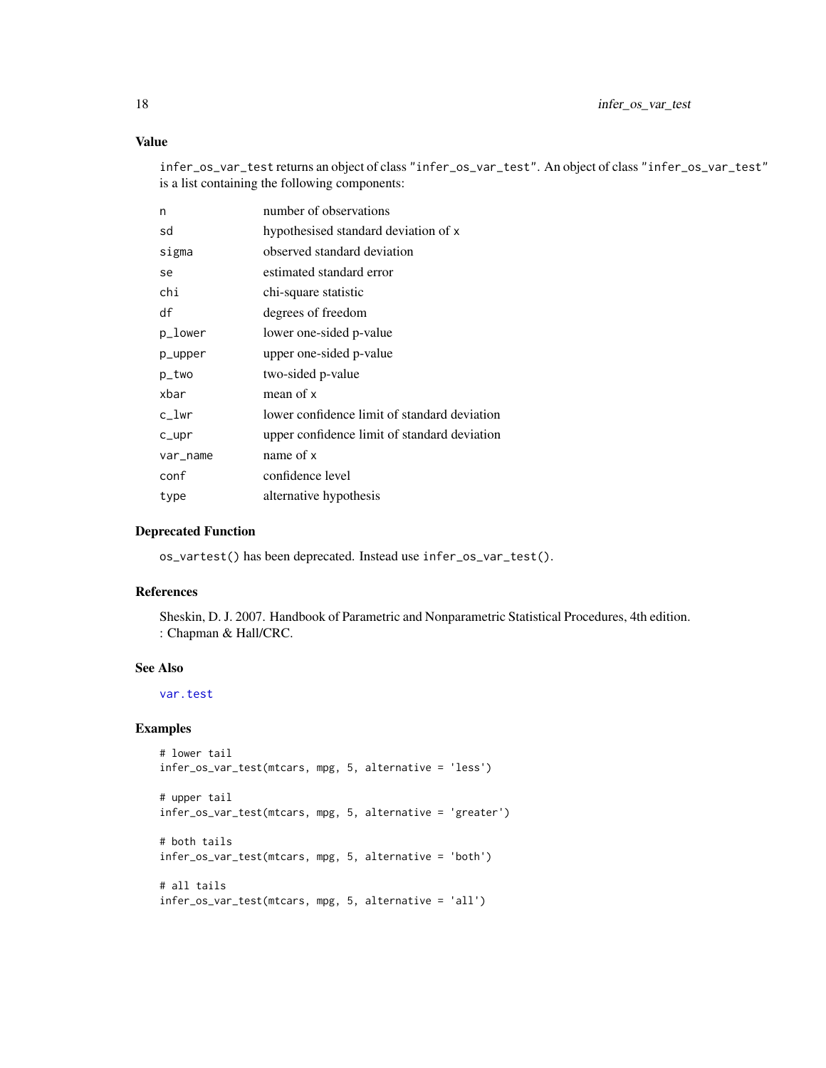## Value

infer_os_var_test returns an object of class "infer_os_var_test". An object of class "infer_os_var_test" is a list containing the following components:

| | |
|---|---|
| n | number of observations |
| sd | hypothesised standard deviation of x |
| sigma | observed standard deviation |
| se | estimated standard error |
| chi | chi-square statistic |
| df | degrees of freedom |
| p_lower | lower one-sided p-value |
| p_upper | upper one-sided p-value |
| p_two | two-sided p-value |
| xbar | mean of x |
| c_lwr | lower confidence limit of standard deviation |
| c_upr | upper confidence limit of standard deviation |
| var_name | name of x |
| conf | confidence level |
| type | alternative hypothesis |

## Deprecated Function

os_vartest() has been deprecated. Instead use infer_os_var_test().

## References

Sheskin, D. J. 2007. Handbook of Parametric and Nonparametric Statistical Procedures, 4th edition. : Chapman & Hall/CRC.

## See Also

var.test

## Examples

```
# lower tail
infer_os_var_test(mtcars, mpg, 5, alternative = 'less')

# upper tail
infer_os_var_test(mtcars, mpg, 5, alternative = 'greater')

# both tails
infer_os_var_test(mtcars, mpg, 5, alternative = 'both')

# all tails
infer_os_var_test(mtcars, mpg, 5, alternative = 'all')
```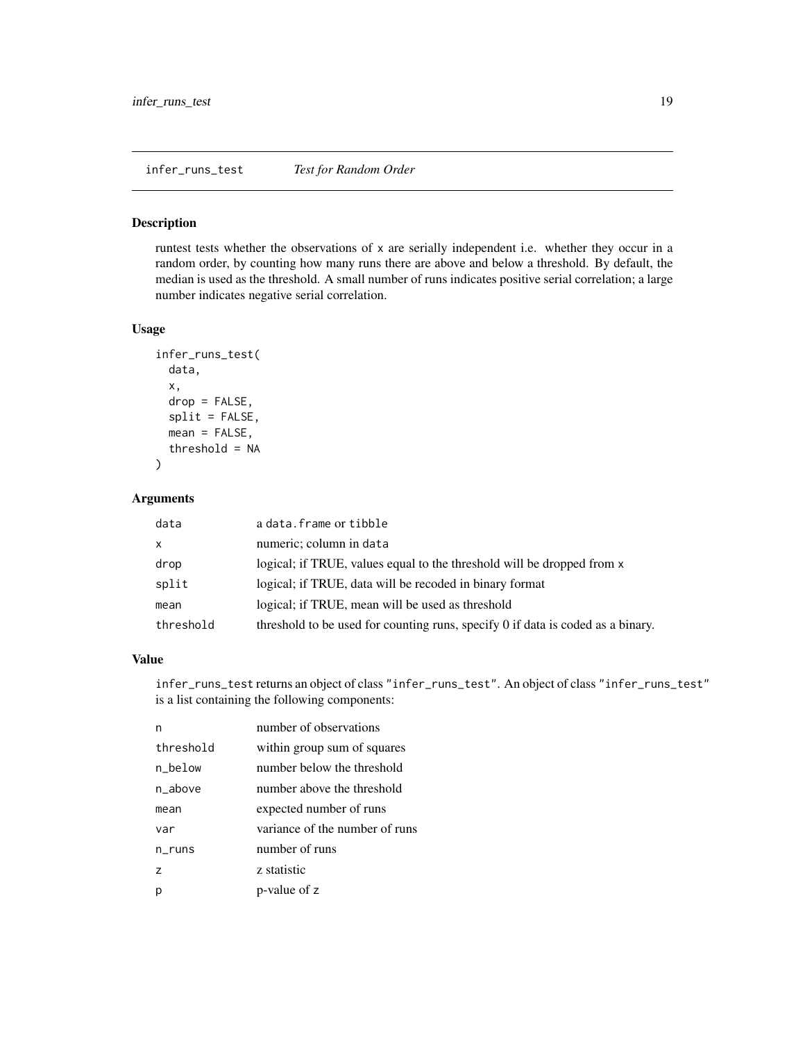## infer_runs_test *Test for Random Order*

### Description

runtest tests whether the observations of `x` are serially independent i.e. whether they occur in a random order, by counting how many runs there are above and below a threshold. By default, the median is used as the threshold. A small number of runs indicates positive serial correlation; a large number indicates negative serial correlation.

### Usage

```
infer_runs_test(
  data,
  x,
  drop = FALSE,
  split = FALSE,
  mean = FALSE,
  threshold = NA
)
```

### Arguments

| | |
|---|---|
| data | a `data.frame` or `tibble` |
| x | numeric; column in `data` |
| drop | logical; if TRUE, values equal to the threshold will be dropped from `x` |
| split | logical; if TRUE, data will be recoded in binary format |
| mean | logical; if TRUE, mean will be used as threshold |
| threshold | threshold to be used for counting runs, specify 0 if data is coded as a binary. |

### Value

`infer_runs_test` returns an object of class `"infer_runs_test"`. An object of class `"infer_runs_test"` is a list containing the following components:

| | |
|---|---|
| n | number of observations |
| threshold | within group sum of squares |
| n_below | number below the threshold |
| n_above | number above the threshold |
| mean | expected number of runs |
| var | variance of the number of runs |
| n_runs | number of runs |
| z | z statistic |
| p | p-value of `z` |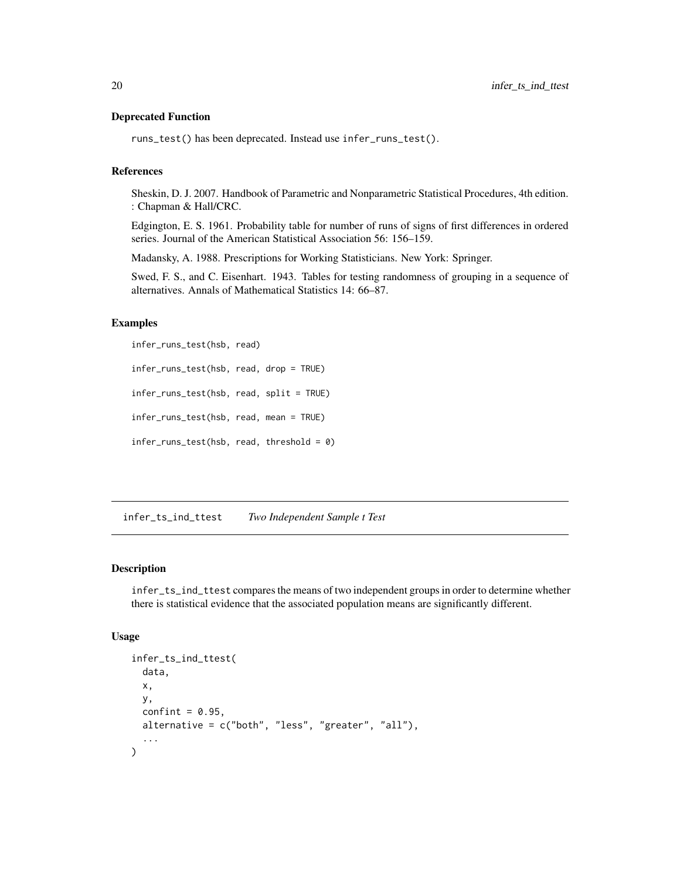### Deprecated Function

`runs_test()` has been deprecated. Instead use `infer_runs_test()`.

### References

Sheskin, D. J. 2007. Handbook of Parametric and Nonparametric Statistical Procedures, 4th edition. : Chapman & Hall/CRC.

Edgington, E. S. 1961. Probability table for number of runs of signs of first differences in ordered series. Journal of the American Statistical Association 56: 156–159.

Madansky, A. 1988. Prescriptions for Working Statisticians. New York: Springer.

Swed, F. S., and C. Eisenhart. 1943. Tables for testing randomness of grouping in a sequence of alternatives. Annals of Mathematical Statistics 14: 66–87.

### Examples

```
infer_runs_test(hsb, read)

infer_runs_test(hsb, read, drop = TRUE)

infer_runs_test(hsb, read, split = TRUE)

infer_runs_test(hsb, read, mean = TRUE)

infer_runs_test(hsb, read, threshold = 0)
```

---

## infer_ts_ind_ttest    *Two Independent Sample t Test*

### Description

`infer_ts_ind_ttest` compares the means of two independent groups in order to determine whether there is statistical evidence that the associated population means are significantly different.

### Usage

```
infer_ts_ind_ttest(
  data,
  x,
  y,
  confint = 0.95,
  alternative = c("both", "less", "greater", "all"),
  ...
)
```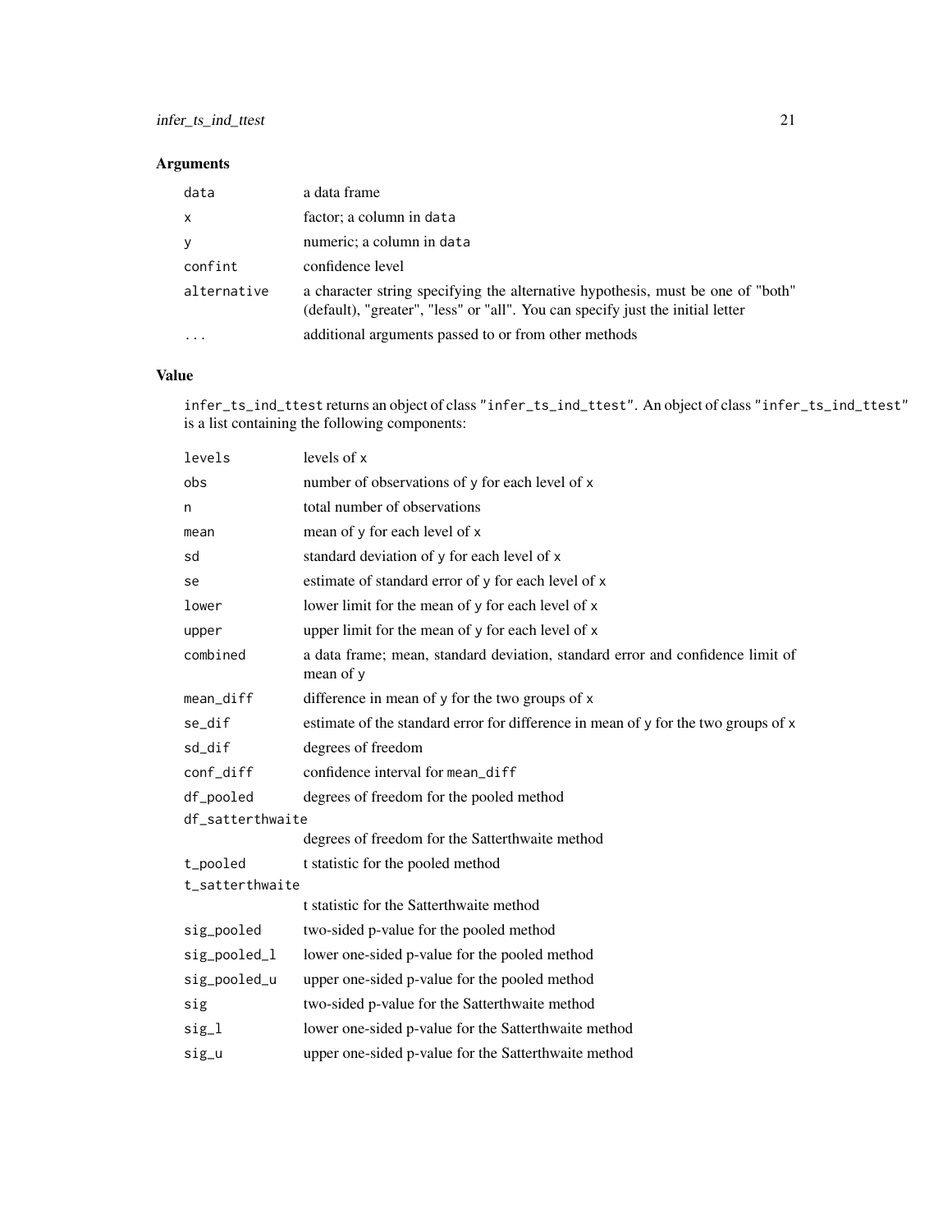## Arguments

| | |
|---|---|
| `data` | a data frame |
| `x` | factor; a column in `data` |
| `y` | numeric; a column in `data` |
| `confint` | confidence level |
| `alternative` | a character string specifying the alternative hypothesis, must be one of "both" (default), "greater", "less" or "all". You can specify just the initial letter |
| `...` | additional arguments passed to or from other methods |

## Value

`infer_ts_ind_ttest` returns an object of class `"infer_ts_ind_ttest"`. An object of class `"infer_ts_ind_ttest"` is a list containing the following components:

| | |
|---|---|
| `levels` | levels of `x` |
| `obs` | number of observations of `y` for each level of `x` |
| `n` | total number of observations |
| `mean` | mean of `y` for each level of `x` |
| `sd` | standard deviation of `y` for each level of `x` |
| `se` | estimate of standard error of `y` for each level of `x` |
| `lower` | lower limit for the mean of `y` for each level of `x` |
| `upper` | upper limit for the mean of `y` for each level of `x` |
| `combined` | a data frame; mean, standard deviation, standard error and confidence limit of mean of `y` |
| `mean_diff` | difference in mean of `y` for the two groups of `x` |
| `se_dif` | estimate of the standard error for difference in mean of `y` for the two groups of `x` |
| `sd_dif` | degrees of freedom |
| `conf_diff` | confidence interval for `mean_diff` |
| `df_pooled` | degrees of freedom for the pooled method |
| `df_satterthwaite` | degrees of freedom for the Satterthwaite method |
| `t_pooled` | t statistic for the pooled method |
| `t_satterthwaite` | t statistic for the Satterthwaite method |
| `sig_pooled` | two-sided p-value for the pooled method |
| `sig_pooled_l` | lower one-sided p-value for the pooled method |
| `sig_pooled_u` | upper one-sided p-value for the pooled method |
| `sig` | two-sided p-value for the Satterthwaite method |
| `sig_l` | lower one-sided p-value for the Satterthwaite method |
| `sig_u` | upper one-sided p-value for the Satterthwaite method |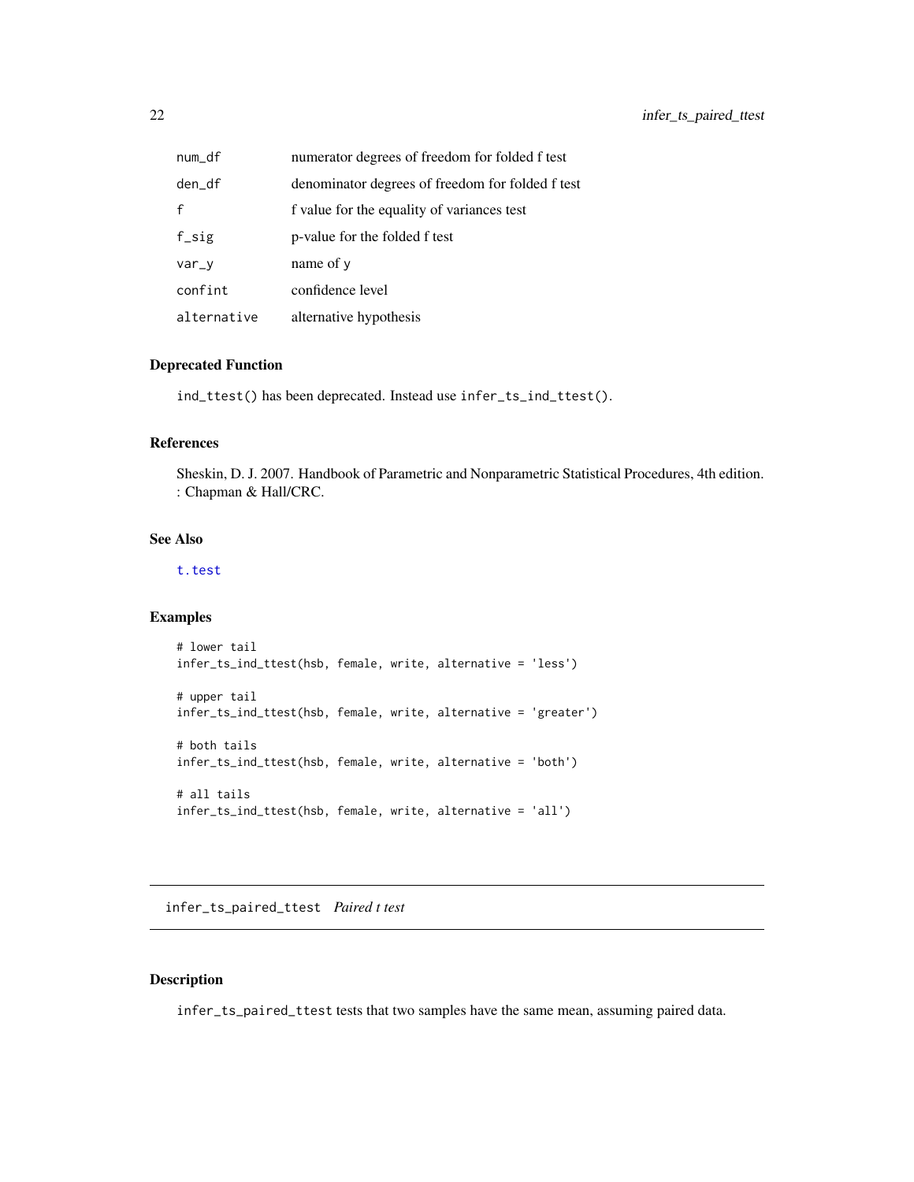| | |
|---|---|
| num_df | numerator degrees of freedom for folded f test |
| den_df | denominator degrees of freedom for folded f test |
| f | f value for the equality of variances test |
| f_sig | p-value for the folded f test |
| var_y | name of y |
| confint | confidence level |
| alternative | alternative hypothesis |

### Deprecated Function

ind_ttest() has been deprecated. Instead use infer_ts_ind_ttest().

### References

Sheskin, D. J. 2007. Handbook of Parametric and Nonparametric Statistical Procedures, 4th edition. : Chapman & Hall/CRC.

### See Also

t.test

### Examples

```
# lower tail
infer_ts_ind_ttest(hsb, female, write, alternative = 'less')

# upper tail
infer_ts_ind_ttest(hsb, female, write, alternative = 'greater')

# both tails
infer_ts_ind_ttest(hsb, female, write, alternative = 'both')

# all tails
infer_ts_ind_ttest(hsb, female, write, alternative = 'all')
```

---

## infer_ts_paired_ttest *Paired t test*

### Description

infer_ts_paired_ttest tests that two samples have the same mean, assuming paired data.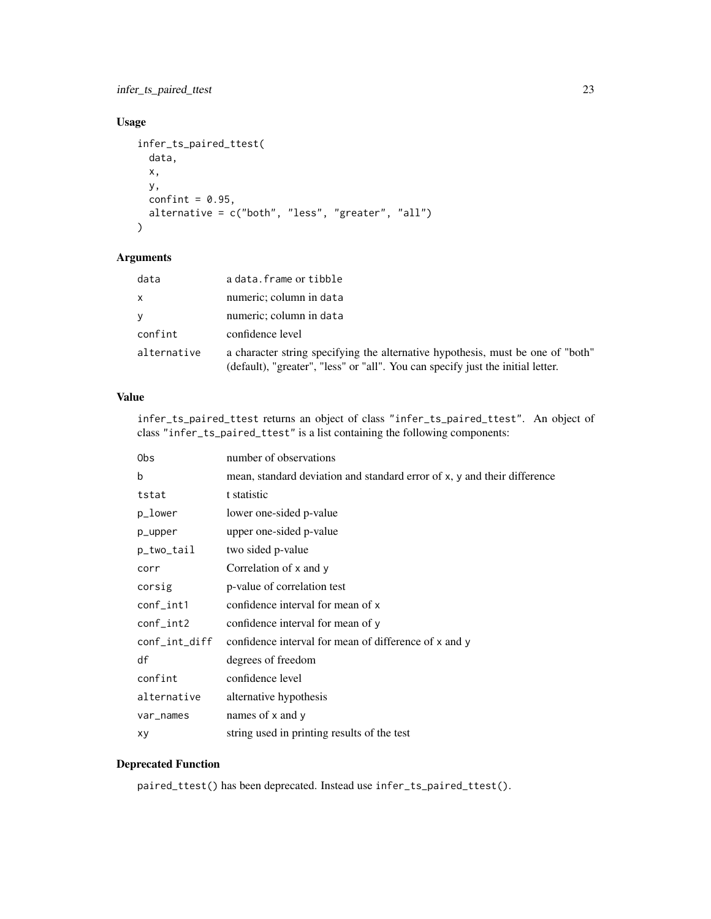## Usage

```
infer_ts_paired_ttest(
  data,
  x,
  y,
  confint = 0.95,
  alternative = c("both", "less", "greater", "all")
)
```

## Arguments

| | |
|---|---|
| `data` | a `data.frame` or `tibble` |
| `x` | numeric; column in `data` |
| `y` | numeric; column in `data` |
| `confint` | confidence level |
| `alternative` | a character string specifying the alternative hypothesis, must be one of "both" (default), "greater", "less" or "all". You can specify just the initial letter. |

## Value

`infer_ts_paired_ttest` returns an object of class `"infer_ts_paired_ttest"`. An object of class `"infer_ts_paired_ttest"` is a list containing the following components:

| | |
|---|---|
| `Obs` | number of observations |
| `b` | mean, standard deviation and standard error of `x`, `y` and their difference |
| `tstat` | t statistic |
| `p_lower` | lower one-sided p-value |
| `p_upper` | upper one-sided p-value |
| `p_two_tail` | two sided p-value |
| `corr` | Correlation of `x` and `y` |
| `corsig` | p-value of correlation test |
| `conf_int1` | confidence interval for mean of `x` |
| `conf_int2` | confidence interval for mean of `y` |
| `conf_int_diff` | confidence interval for mean of difference of `x` and `y` |
| `df` | degrees of freedom |
| `confint` | confidence level |
| `alternative` | alternative hypothesis |
| `var_names` | names of `x` and `y` |
| `xy` | string used in printing results of the test |

## Deprecated Function

`paired_ttest()` has been deprecated. Instead use `infer_ts_paired_ttest()`.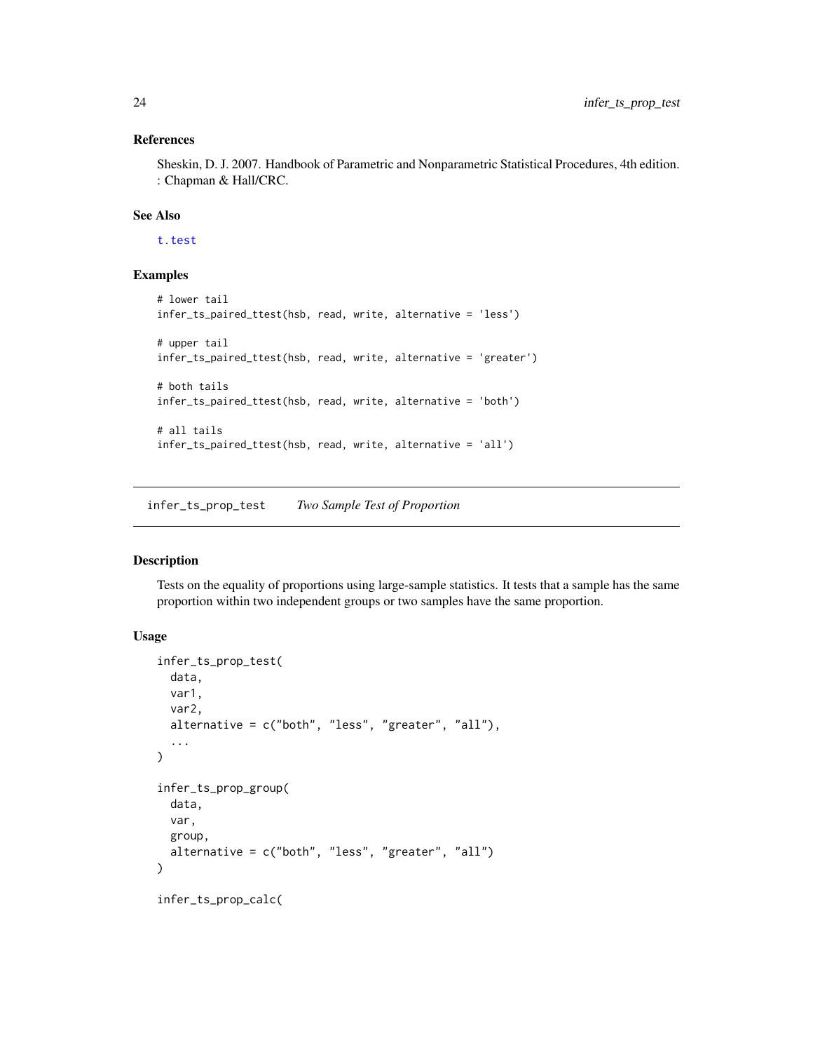### References

Sheskin, D. J. 2007. Handbook of Parametric and Nonparametric Statistical Procedures, 4th edition. : Chapman & Hall/CRC.

### See Also

t.test

### Examples

```
# lower tail
infer_ts_paired_ttest(hsb, read, write, alternative = 'less')

# upper tail
infer_ts_paired_ttest(hsb, read, write, alternative = 'greater')

# both tails
infer_ts_paired_ttest(hsb, read, write, alternative = 'both')

# all tails
infer_ts_paired_ttest(hsb, read, write, alternative = 'all')
```

---

## infer_ts_prop_test *Two Sample Test of Proportion*

### Description

Tests on the equality of proportions using large-sample statistics. It tests that a sample has the same proportion within two independent groups or two samples have the same proportion.

### Usage

```
infer_ts_prop_test(
  data,
  var1,
  var2,
  alternative = c("both", "less", "greater", "all"),
  ...
)

infer_ts_prop_group(
  data,
  var,
  group,
  alternative = c("both", "less", "greater", "all")
)

infer_ts_prop_calc(
```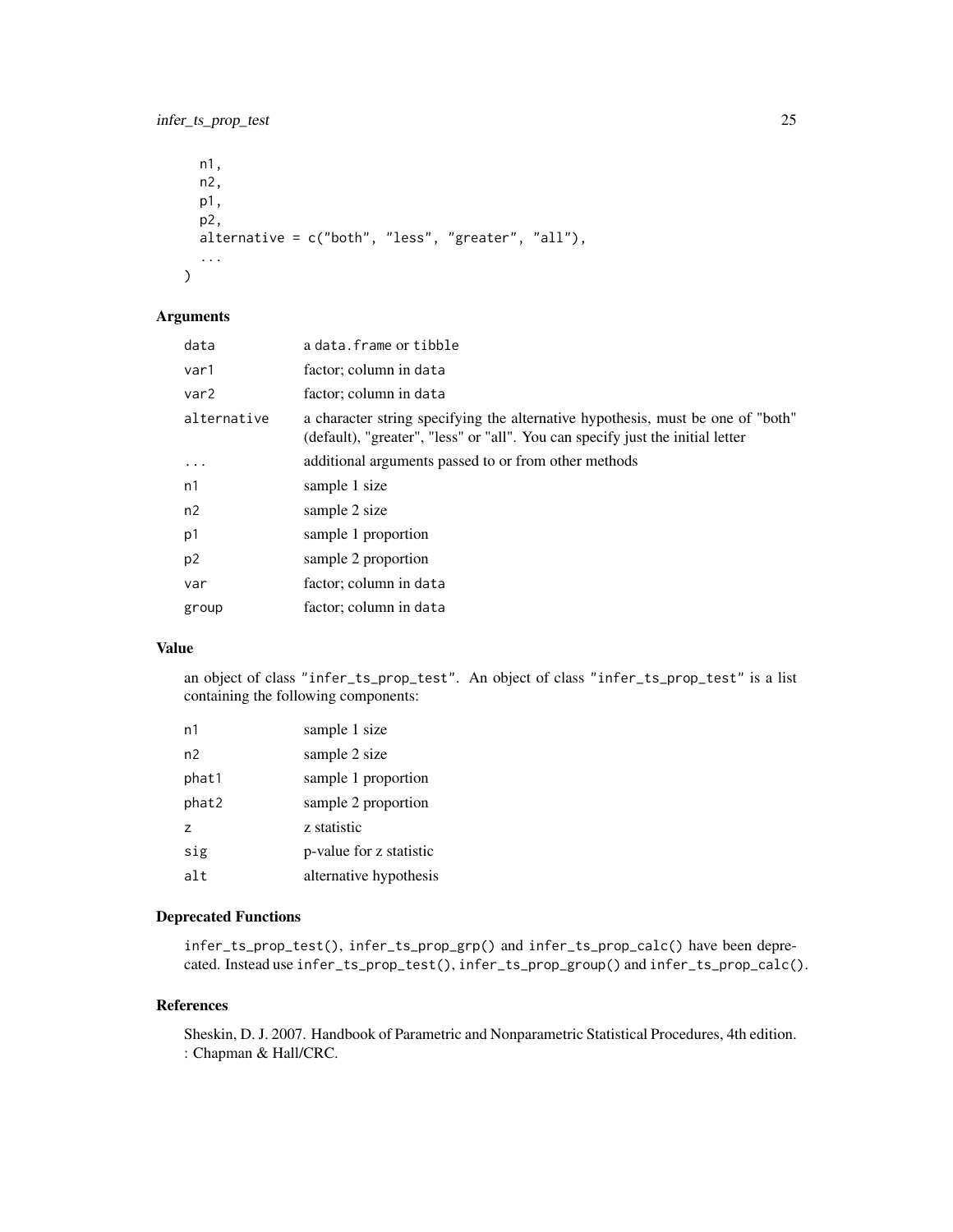```
  n1,
  n2,
  p1,
  p2,
  alternative = c("both", "less", "greater", "all"),
  ...
)
```

## Arguments

| | |
|---|---|
| data | a data.frame or tibble |
| var1 | factor; column in data |
| var2 | factor; column in data |
| alternative | a character string specifying the alternative hypothesis, must be one of "both" (default), "greater", "less" or "all". You can specify just the initial letter |
| ... | additional arguments passed to or from other methods |
| n1 | sample 1 size |
| n2 | sample 2 size |
| p1 | sample 1 proportion |
| p2 | sample 2 proportion |
| var | factor; column in data |
| group | factor; column in data |

## Value

an object of class "infer_ts_prop_test". An object of class "infer_ts_prop_test" is a list containing the following components:

| | |
|---|---|
| n1 | sample 1 size |
| n2 | sample 2 size |
| phat1 | sample 1 proportion |
| phat2 | sample 2 proportion |
| z | z statistic |
| sig | p-value for z statistic |
| alt | alternative hypothesis |

## Deprecated Functions

infer_ts_prop_test(), infer_ts_prop_grp() and infer_ts_prop_calc() have been deprecated. Instead use infer_ts_prop_test(), infer_ts_prop_group() and infer_ts_prop_calc().

## References

Sheskin, D. J. 2007. Handbook of Parametric and Nonparametric Statistical Procedures, 4th edition. : Chapman & Hall/CRC.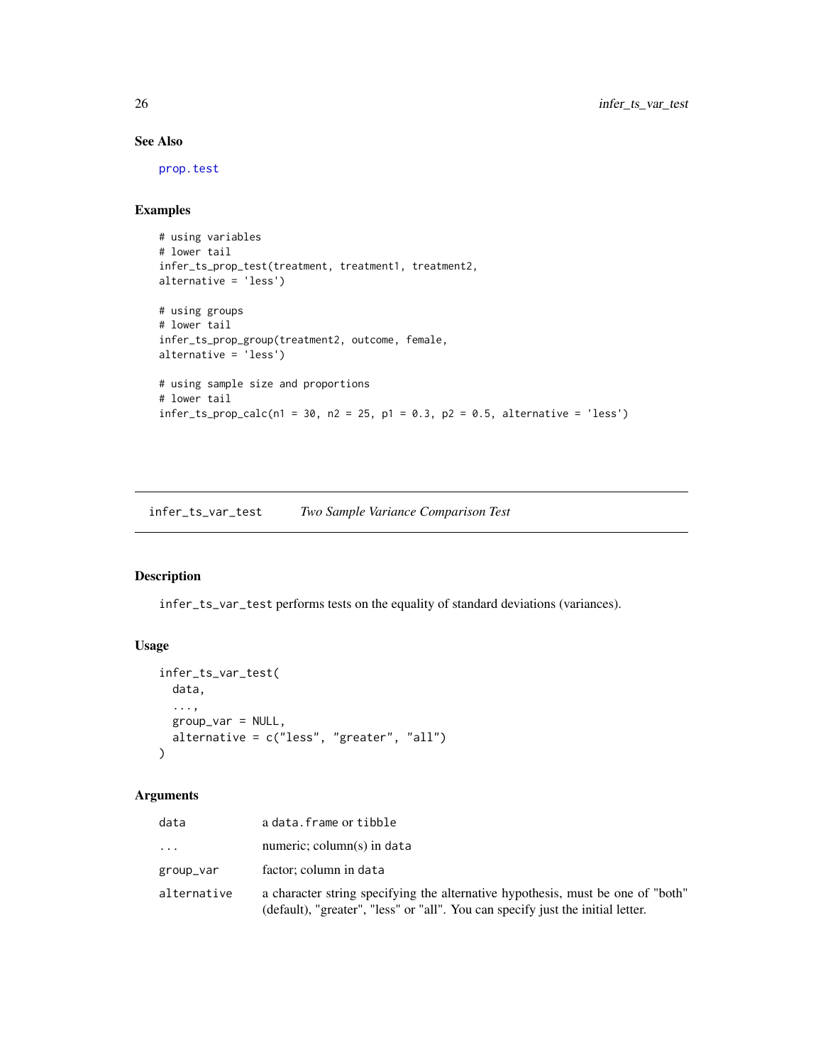## See Also

prop.test

## Examples

```
# using variables
# lower tail
infer_ts_prop_test(treatment, treatment1, treatment2,
alternative = 'less')

# using groups
# lower tail
infer_ts_prop_group(treatment2, outcome, female,
alternative = 'less')

# using sample size and proportions
# lower tail
infer_ts_prop_calc(n1 = 30, n2 = 25, p1 = 0.3, p2 = 0.5, alternative = 'less')
```

---

# infer_ts_var_test    *Two Sample Variance Comparison Test*

---

## Description

`infer_ts_var_test` performs tests on the equality of standard deviations (variances).

## Usage

```
infer_ts_var_test(
  data,
  ...,
  group_var = NULL,
  alternative = c("less", "greater", "all")
)
```

## Arguments

| | |
|---|---|
| `data` | a `data.frame` or `tibble` |
| `...` | numeric; column(s) in `data` |
| `group_var` | factor; column in `data` |
| `alternative` | a character string specifying the alternative hypothesis, must be one of "both" (default), "greater", "less" or "all". You can specify just the initial letter. |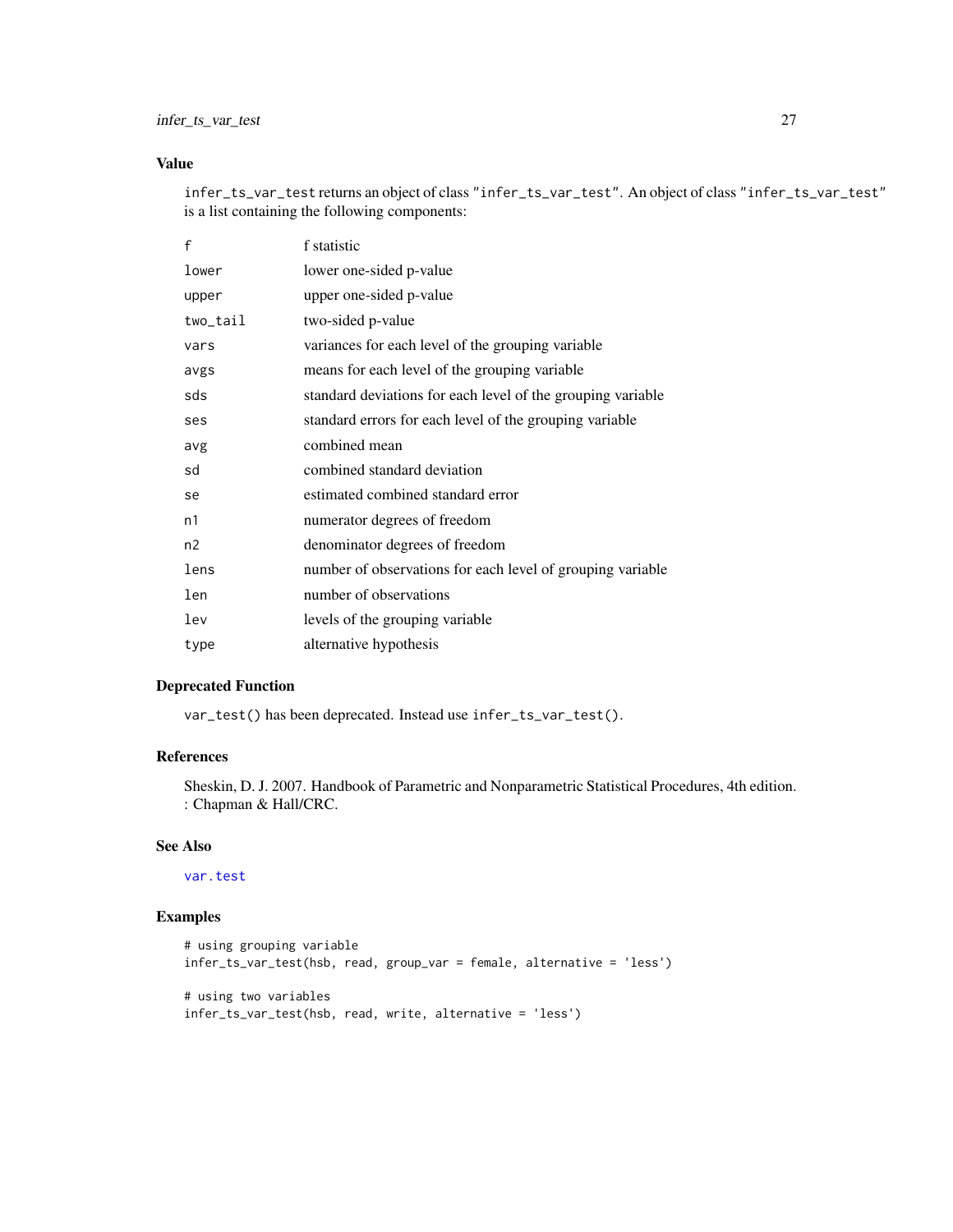## Value

`infer_ts_var_test` returns an object of class `"infer_ts_var_test"`. An object of class `"infer_ts_var_test"` is a list containing the following components:

| | |
|---|---|
| `f` | f statistic |
| `lower` | lower one-sided p-value |
| `upper` | upper one-sided p-value |
| `two_tail` | two-sided p-value |
| `vars` | variances for each level of the grouping variable |
| `avgs` | means for each level of the grouping variable |
| `sds` | standard deviations for each level of the grouping variable |
| `ses` | standard errors for each level of the grouping variable |
| `avg` | combined mean |
| `sd` | combined standard deviation |
| `se` | estimated combined standard error |
| `n1` | numerator degrees of freedom |
| `n2` | denominator degrees of freedom |
| `lens` | number of observations for each level of grouping variable |
| `len` | number of observations |
| `lev` | levels of the grouping variable |
| `type` | alternative hypothesis |

## Deprecated Function

`var_test()` has been deprecated. Instead use `infer_ts_var_test()`.

## References

Sheskin, D. J. 2007. Handbook of Parametric and Nonparametric Statistical Procedures, 4th edition. : Chapman & Hall/CRC.

## See Also

`var.test`

## Examples

```
# using grouping variable
infer_ts_var_test(hsb, read, group_var = female, alternative = 'less')

# using two variables
infer_ts_var_test(hsb, read, write, alternative = 'less')
```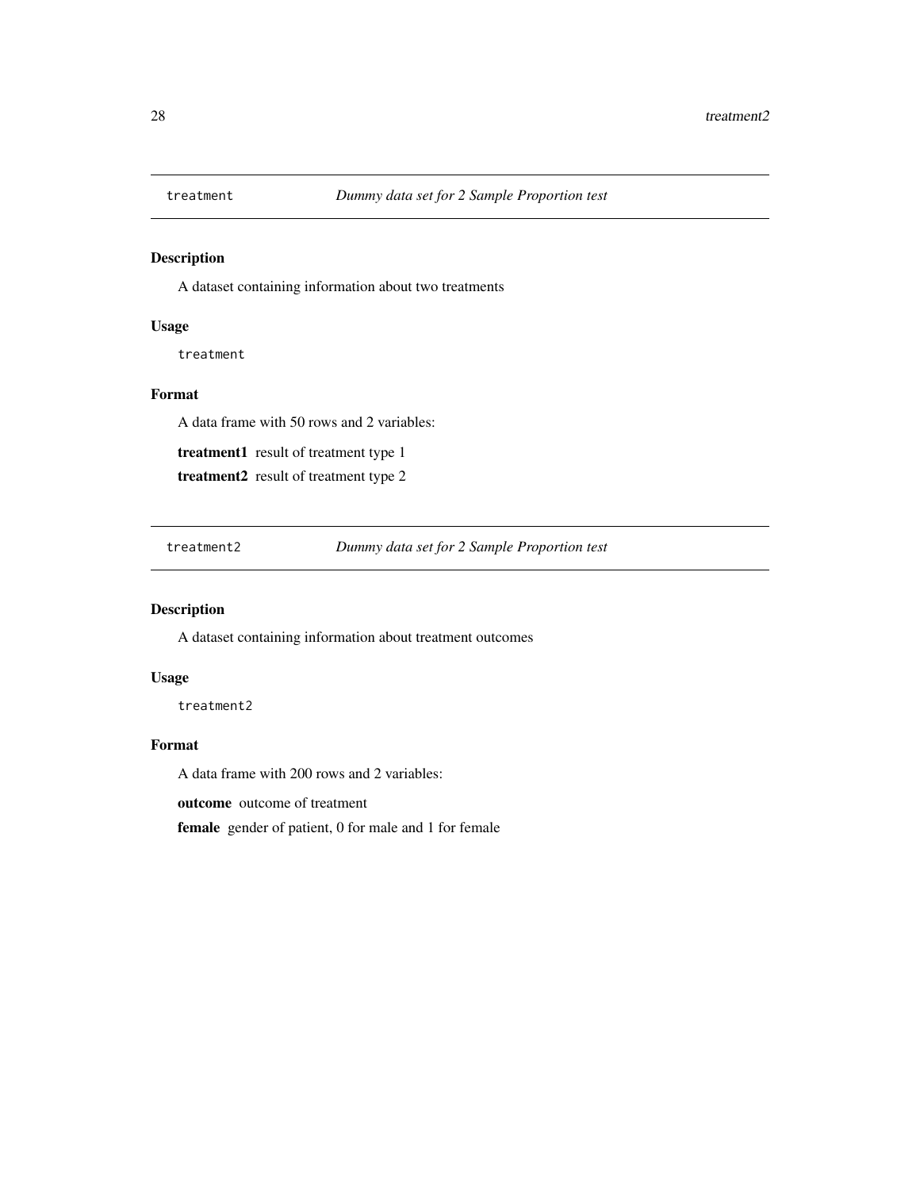## treatment — *Dummy data set for 2 Sample Proportion test*

### Description

A dataset containing information about two treatments

### Usage

```
treatment
```

### Format

A data frame with 50 rows and 2 variables:

**treatment1** result of treatment type 1

**treatment2** result of treatment type 2

## treatment2 — *Dummy data set for 2 Sample Proportion test*

### Description

A dataset containing information about treatment outcomes

### Usage

```
treatment2
```

### Format

A data frame with 200 rows and 2 variables:

**outcome** outcome of treatment

**female** gender of patient, 0 for male and 1 for female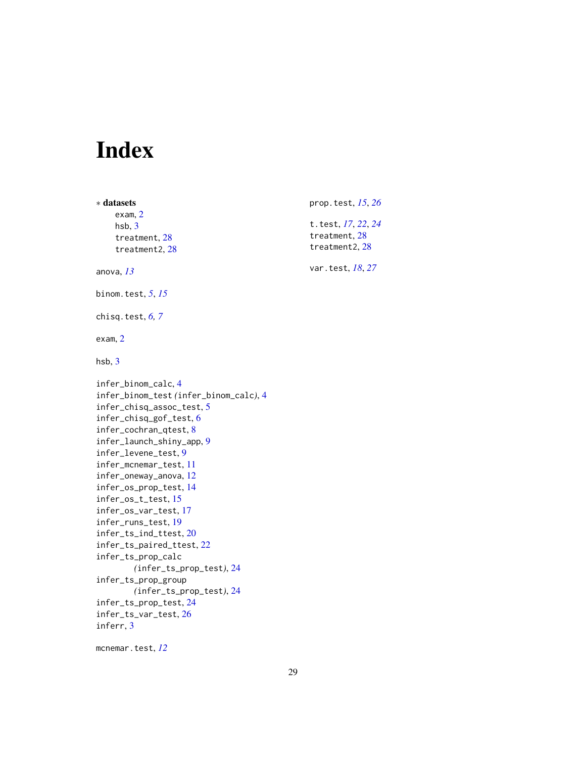# Index

∗ **datasets**

- exam, 2
- hsb, 3
- treatment, 28
- treatment2, 28

anova, *13*

binom.test, *5*, *15*

chisq.test, *6, 7*

exam, 2

hsb, 3

infer_binom_calc, 4
infer_binom_test *(*infer_binom_calc*)*, 4
infer_chisq_assoc_test, 5
infer_chisq_gof_test, 6
infer_cochran_qtest, 8
infer_launch_shiny_app, 9
infer_levene_test, 9
infer_mcnemar_test, 11
infer_oneway_anova, 12
infer_os_prop_test, 14
infer_os_t_test, 15
infer_os_var_test, 17
infer_runs_test, 19
infer_ts_ind_ttest, 20
infer_ts_paired_ttest, 22
infer_ts_prop_calc *(*infer_ts_prop_test*)*, 24
infer_ts_prop_group *(*infer_ts_prop_test*)*, 24
infer_ts_prop_test, 24
infer_ts_var_test, 26
inferr, 3

mcnemar.test, *12*

prop.test, *15*, *26*

t.test, *17*, *22*, *24*
treatment, 28
treatment2, 28

var.test, *18*, *27*